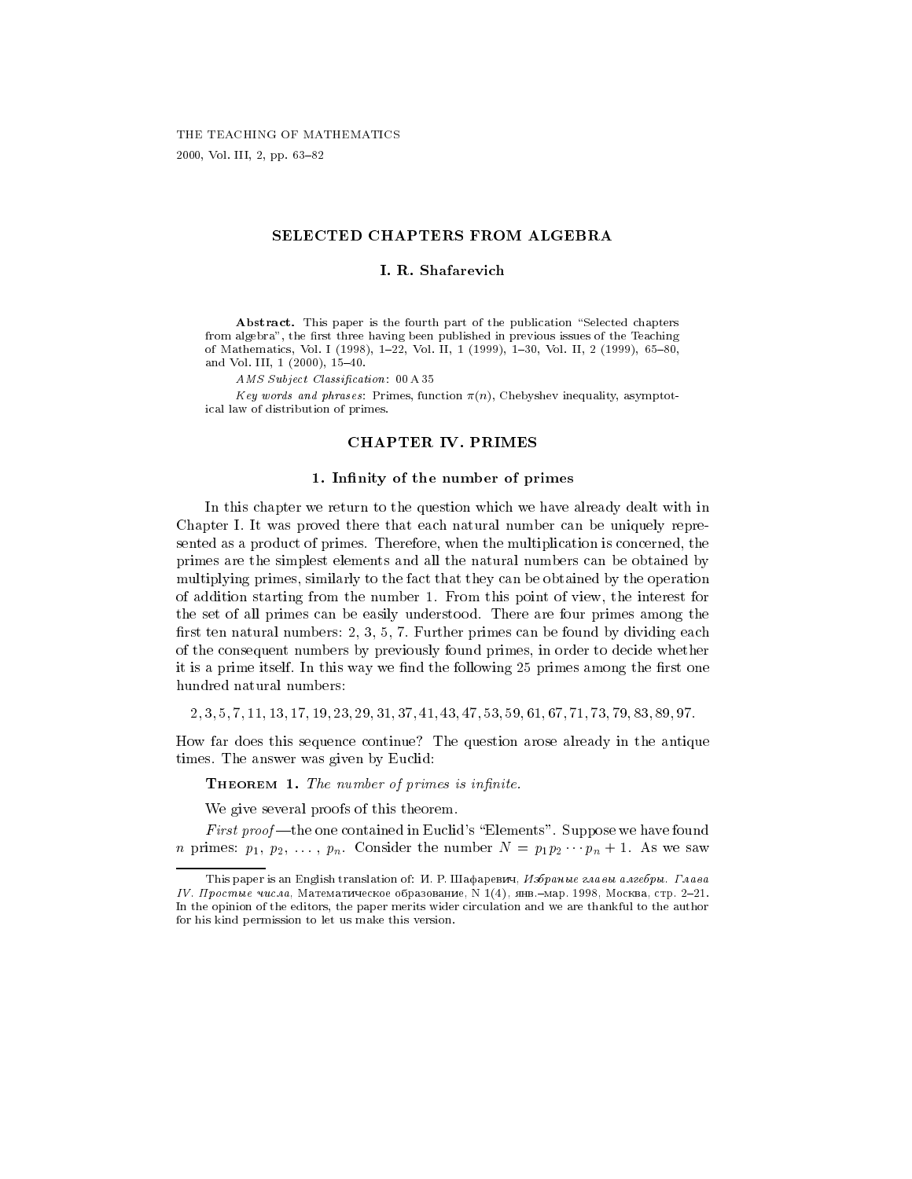THE TEACHING OF MATHEMATICS

2000, Vol. III, 2, pp. 63–82

# SELECTED CHAPTERS FROM ALGEBRA

**I. R. Shafarevich**

**Abstract.** This paper is the fourth part of the publication "Selected chapters from algebra", the first three having been published in previous issues of the Teaching of Mathematics, Vol. I (1998), 1–22, Vol. II, 1 (1999), 1–30, Vol. II, 2 (1999), 65–80, and Vol. III, 1 (2000), 15–40.

*AMS Subject Classification*: 00 A 35

*Key words and phrases*: Primes, function $\pi(n)$, Chebyshev inequality, asymptotical law of distribution of primes.

## CHAPTER IV. PRIMES

### 1. Infinity of the number of primes

In this chapter we return to the question which we have already dealt with in Chapter I. It was proved there that each natural number can be uniquely represented as a product of primes. Therefore, when the multiplication is concerned, the primes are the simplest elements and all the natural numbers can be obtained by multiplying primes, similarly to the fact that they can be obtained by the operation of addition starting from the number 1. From this point of view, the interest for the set of all primes can be easily understood. There are four primes among the first ten natural numbers: 2, 3, 5, 7. Further primes can be found by dividing each of the consequent numbers by previously found primes, in order to decide whether it is a prime itself. In this way we find the following 25 primes among the first one hundred natural numbers:

$$2, 3, 5, 7, 11, 13, 17, 19, 23, 29, 31, 37, 41, 43, 47, 53, 59, 61, 67, 71, 73, 79, 83, 89, 97.$$

How far does this sequence continue? The question arose already in the antique times. The answer was given by Euclid:

**Theorem 1.** *The number of primes is infinite.*

We give several proofs of this theorem.

*First proof*—the one contained in Euclid's "Elements". Suppose we have found $n$ primes: $p_1$, $p_2$, ..., $p_n$. Consider the number $N = p_1 p_2 \cdots p_n + 1$. As we saw

---

This paper is an English translation of: И. Р. Шафаревич, *Избраные главы алгебры. Глава IV. Простые числа*, Математическое образование, N 1(4), янв.–мар. 1998, Москва, стр. 2–21. In the opinion of the editors, the paper merits wider circulation and we are thankful to the author for his kind permission to let us make this version.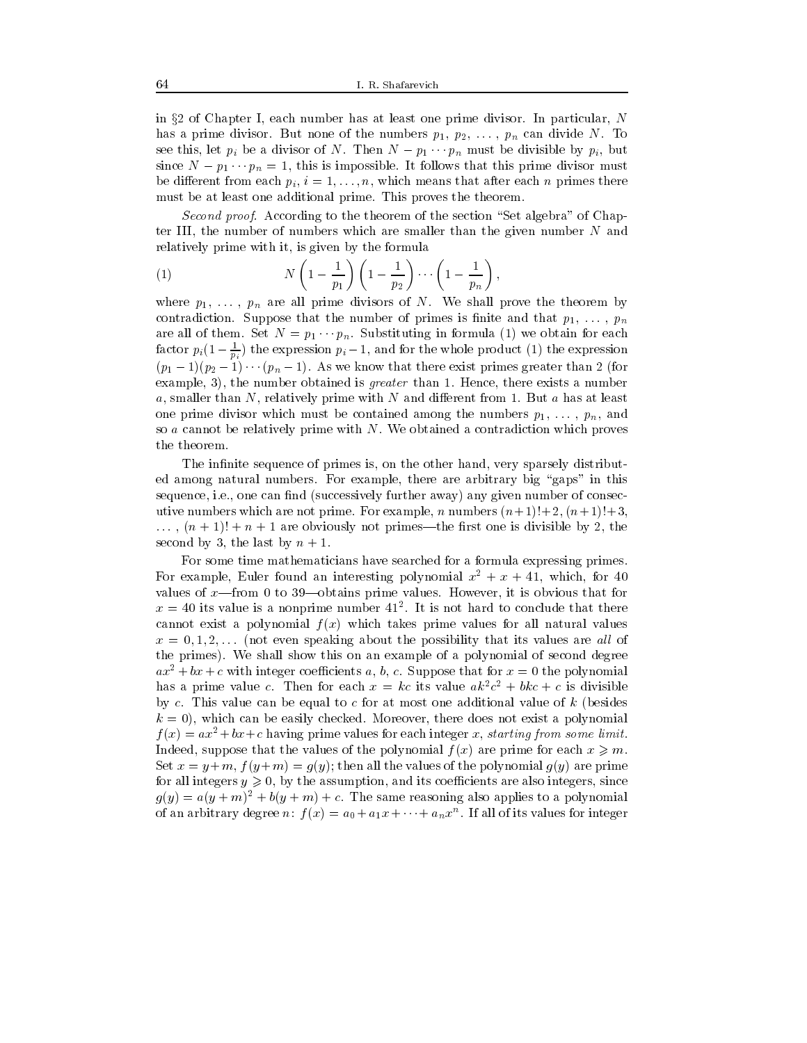in §2 of Chapter I, each number has at least one prime divisor. In particular, $N$ has a prime divisor. But none of the numbers $p_1, p_2, \ldots, p_n$ can divide $N$. To see this, let $p_i$ be a divisor of $N$. Then $N - p_1 \cdots p_n$ must be divisible by $p_i$, but since $N - p_1 \cdots p_n = 1$, this is impossible. It follows that this prime divisor must be different from each $p_i$, $i = 1, \ldots, n$, which means that after each $n$ primes there must be at least one additional prime. This proves the theorem.

*Second proof.* According to the theorem of the section "Set algebra" of Chapter III, the number of numbers which are smaller than the given number $N$ and relatively prime with it, is given by the formula

$$N\left(1 - \frac{1}{p_1}\right)\left(1 - \frac{1}{p_2}\right)\cdots\left(1 - \frac{1}{p_n}\right), \tag{1}$$

where $p_1, \ldots, p_n$ are all prime divisors of $N$. We shall prove the theorem by contradiction. Suppose that the number of primes is finite and that $p_1, \ldots, p_n$ are all of them. Set $N = p_1 \cdots p_n$. Substituting in formula (1) we obtain for each factor $p_i(1 - \frac{1}{p_i})$ the expression $p_i - 1$, and for the whole product (1) the expression $(p_1 - 1)(p_2 - 1)\cdots(p_n - 1)$. As we know that there exist primes greater than 2 (for example, 3), the number obtained is *greater* than 1. Hence, there exists a number $a$, smaller than $N$, relatively prime with $N$ and different from 1. But $a$ has at least one prime divisor which must be contained among the numbers $p_1, \ldots, p_n$, and so $a$ cannot be relatively prime with $N$. We obtained a contradiction which proves the theorem.

The infinite sequence of primes is, on the other hand, very sparsely distributed among natural numbers. For example, there are arbitrary big "gaps" in this sequence, i.e., one can find (successively further away) any given number of consecutive numbers which are not prime. For example, $n$ numbers $(n+1)!+2$, $(n+1)!+3$, $\ldots$, $(n+1)!+n+1$ are obviously not primes—the first one is divisible by 2, the second by 3, the last by $n+1$.

For some time mathematicians have searched for a formula expressing primes. For example, Euler found an interesting polynomial $x^2 + x + 41$, which, for 40 values of $x$—from 0 to 39—obtains prime values. However, it is obvious that for $x = 40$ its value is a nonprime number $41^2$. It is not hard to conclude that there cannot exist a polynomial $f(x)$ which takes prime values for all natural values $x = 0, 1, 2, \ldots$ (not even speaking about the possibility that its values are *all* of the primes). We shall show this on an example of a polynomial of second degree $ax^2 + bx + c$ with integer coefficients $a$, $b$, $c$. Suppose that for $x = 0$ the polynomial has a prime value $c$. Then for each $x = kc$ its value $ak^2c^2 + bkc + c$ is divisible by $c$. This value can be equal to $c$ for at most one additional value of $k$ (besides $k = 0$), which can be easily checked. Moreover, there does not exist a polynomial $f(x) = ax^2 + bx + c$ having prime values for each integer $x$, *starting from some limit*. Indeed, suppose that the values of the polynomial $f(x)$ are prime for each $x \geqslant m$. Set $x = y + m$, $f(y+m) = g(y)$; then all the values of the polynomial $g(y)$ are prime for all integers $y \geqslant 0$, by the assumption, and its coefficients are also integers, since $g(y) = a(y+m)^2 + b(y+m) + c$. The same reasoning also applies to a polynomial of an arbitrary degree $n$: $f(x) = a_0 + a_1x + \cdots + a_nx^n$. If all of its values for integer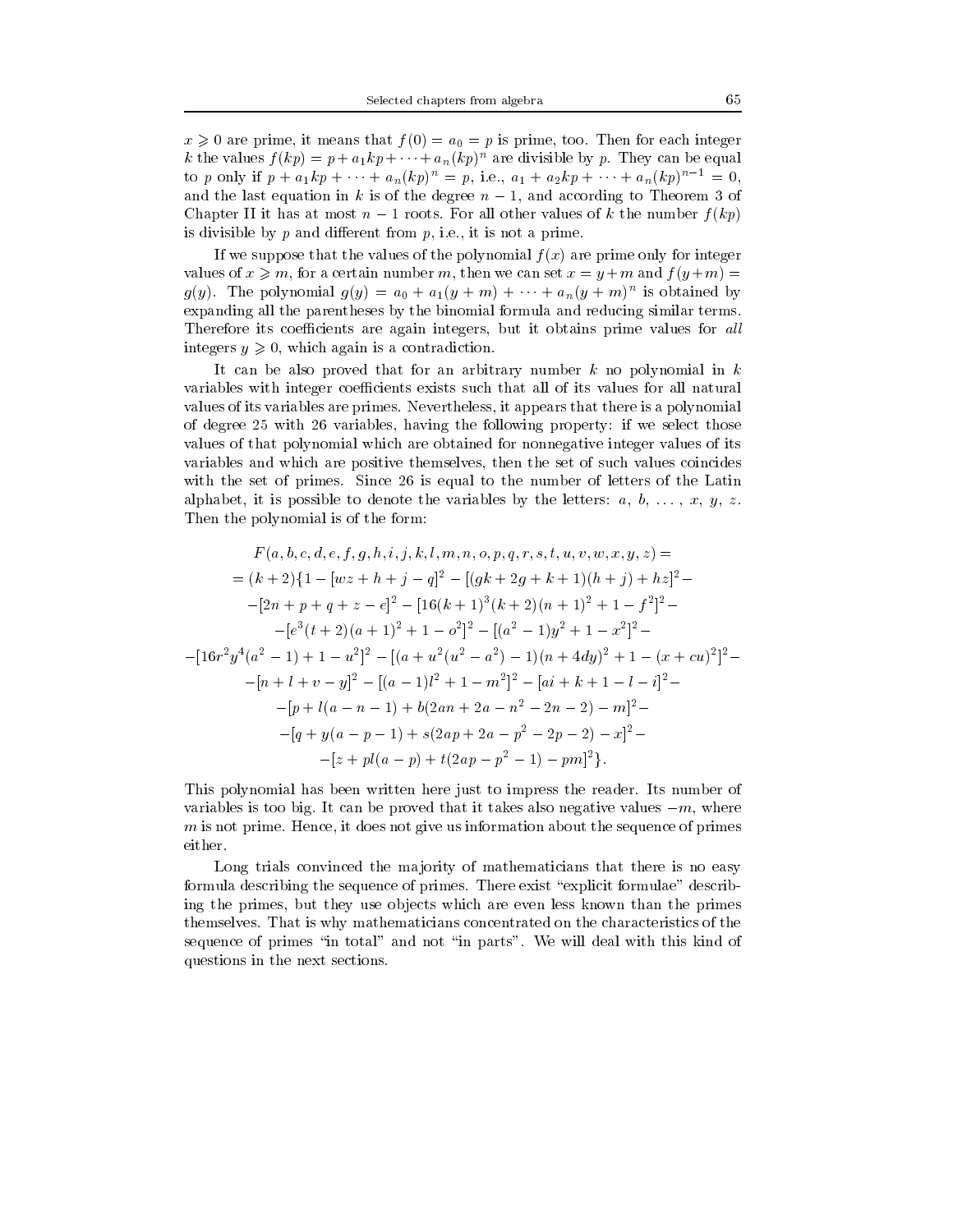$x \geqslant 0$ are prime, it means that $f(0) = a_0 = p$ is prime, too. Then for each integer $k$ the values $f(kp) = p + a_1 kp + \cdots + a_n(kp)^n$ are divisible by $p$. They can be equal to $p$ only if $p + a_1 kp + \cdots + a_n(kp)^n = p$, i.e., $a_1 + a_2 kp + \cdots + a_n(kp)^{n-1} = 0$, and the last equation in $k$ is of the degree $n-1$, and according to Theorem 3 of Chapter II it has at most $n-1$ roots. For all other values of $k$ the number $f(kp)$ is divisible by $p$ and different from $p$, i.e., it is not a prime.

If we suppose that the values of the polynomial $f(x)$ are prime only for integer values of $x \geqslant m$, for a certain number $m$, then we can set $x = y + m$ and $f(y+m) = g(y)$. The polynomial $g(y) = a_0 + a_1(y+m) + \cdots + a_n(y+m)^n$ is obtained by expanding all the parentheses by the binomial formula and reducing similar terms. Therefore its coefficients are again integers, but it obtains prime values for *all* integers $y \geqslant 0$, which again is a contradiction.

It can be also proved that for an arbitrary number $k$ no polynomial in $k$ variables with integer coefficients exists such that all of its values for all natural values of its variables are primes. Nevertheless, it appears that there is a polynomial of degree 25 with 26 variables, having the following property: if we select those values of that polynomial which are obtained for nonnegative integer values of its variables and which are positive themselves, then the set of such values coincides with the set of primes. Since 26 is equal to the number of letters of the Latin alphabet, it is possible to denote the variables by the letters: $a$, $b$, $\ldots$, $x$, $y$, $z$. Then the polynomial is of the form:

$$
\begin{aligned}
&F(a,b,c,d,e,f,g,h,i,j,k,l,m,n,o,p,q,r,s,t,u,v,w,x,y,z) = \\
&= (k+2)\{1 - [wz+h+j-q]^2 - [(gk+2g+k+1)(h+j)+hz]^2 - \\
&-[2n+p+q+z-e]^2 - [16(k+1)^3(k+2)(n+1)^2+1-f^2]^2 - \\
&-[e^3(t+2)(a+1)^2+1-o^2]^2 - [(a^2-1)y^2+1-x^2]^2 - \\
&-[16r^2y^4(a^2-1)+1-u^2]^2 - [(a+u^2(u^2-a^2)-1)(n+4dy)^2+1-(x+cu)^2]^2 - \\
&-[n+l+v-y]^2 - [(a-1)l^2+1-m^2]^2 - [ai+k+1-l-i]^2 - \\
&-[p+l(a-n-1)+b(2an+2a-n^2-2n-2)-m]^2 - \\
&-[q+y(a-p-1)+s(2ap+2a-p^2-2p-2)-x]^2 - \\
&-[z+pl(a-p)+t(2ap-p^2-1)-pm]^2\}.
\end{aligned}
$$

This polynomial has been written here just to impress the reader. Its number of variables is too big. It can be proved that it takes also negative values $-m$, where $m$ is not prime. Hence, it does not give us information about the sequence of primes either.

Long trials convinced the majority of mathematicians that there is no easy formula describing the sequence of primes. There exist "explicit formulae" describing the primes, but they use objects which are even less known than the primes themselves. That is why mathematicians concentrated on the characteristics of the sequence of primes "in total" and not "in parts". We will deal with this kind of questions in the next sections.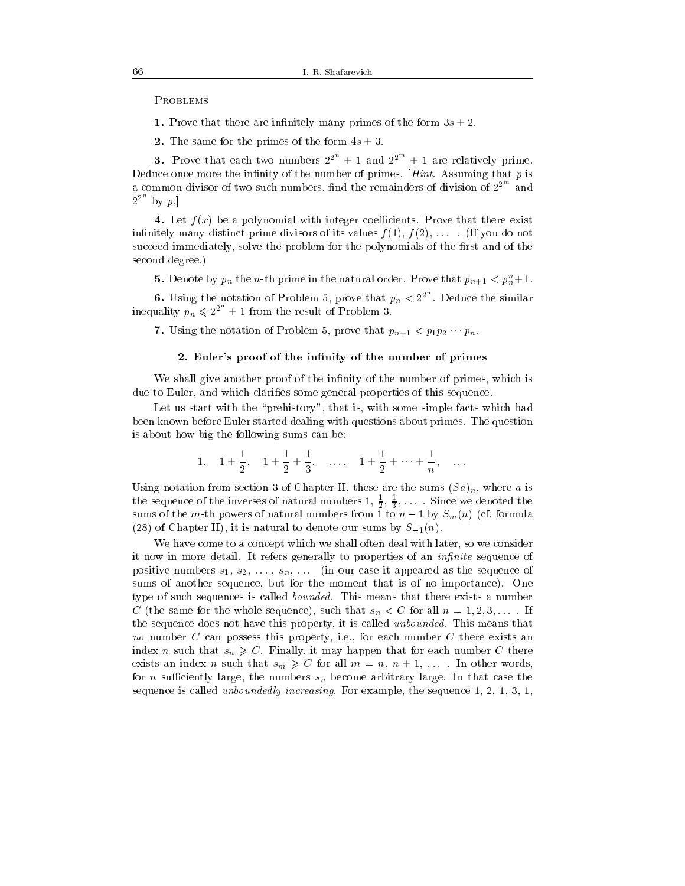Problems

**1.** Prove that there are infinitely many primes of the form $3s + 2$.

**2.** The same for the primes of the form $4s + 3$.

**3.** Prove that each two numbers $2^{2^n} + 1$ and $2^{2^m} + 1$ are relatively prime. Deduce once more the infinity of the number of primes. [*Hint.* Assuming that $p$ is a common divisor of two such numbers, find the remainders of division of $2^{2^m}$ and $2^{2^n}$ by $p$.]

**4.** Let $f(x)$ be a polynomial with integer coefficients. Prove that there exist infinitely many distinct prime divisors of its values $f(1)$, $f(2)$, $\dots$ . (If you do not succeed immediately, solve the problem for the polynomials of the first and of the second degree.)

**5.** Denote by $p_n$ the $n$-th prime in the natural order. Prove that $p_{n+1} < p_n^n + 1$.

**6.** Using the notation of Problem 5, prove that $p_n < 2^{2^n}$. Deduce the similar inequality $p_n \leqslant 2^{2^n} + 1$ from the result of Problem 3.

**7.** Using the notation of Problem 5, prove that $p_{n+1} < p_1 p_2 \cdots p_n$.

## 2. Euler's proof of the infinity of the number of primes

We shall give another proof of the infinity of the number of primes, which is due to Euler, and which clarifies some general properties of this sequence.

Let us start with the "prehistory", that is, with some simple facts which had been known before Euler started dealing with questions about primes. The question is about how big the following sums can be:

$$1, \quad 1 + \frac{1}{2}, \quad 1 + \frac{1}{2} + \frac{1}{3}, \quad \dots, \quad 1 + \frac{1}{2} + \dots + \frac{1}{n}, \quad \dots$$

Using notation from section 3 of Chapter II, these are the sums $(Sa)_n$, where $a$ is the sequence of the inverses of natural numbers $1$, $\frac{1}{2}$, $\frac{1}{3}$, $\dots$ . Since we denoted the sums of the $m$-th powers of natural numbers from 1 to $n-1$ by $S_m(n)$ (cf. formula (28) of Chapter II), it is natural to denote our sums by $S_{-1}(n)$.

We have come to a concept which we shall often deal with later, so we consider it now in more detail. It refers generally to properties of an *infinite* sequence of positive numbers $s_1$, $s_2$, $\dots$, $s_n$, $\dots$ (in our case it appeared as the sequence of sums of another sequence, but for the moment that is of no importance). One type of such sequences is called *bounded*. This means that there exists a number $C$ (the same for the whole sequence), such that $s_n < C$ for all $n = 1, 2, 3, \dots$ . If the sequence does not have this property, it is called *unbounded*. This means that *no* number $C$ can possess this property, i.e., for each number $C$ there exists an index $n$ such that $s_n \geqslant C$. Finally, it may happen that for each number $C$ there exists an index $n$ such that $s_m \geqslant C$ for all $m = n$, $n + 1$, $\dots$ . In other words, for $n$ sufficiently large, the numbers $s_n$ become arbitrary large. In that case the sequence is called *unboundedly increasing*. For example, the sequence 1, 2, 1, 3, 1,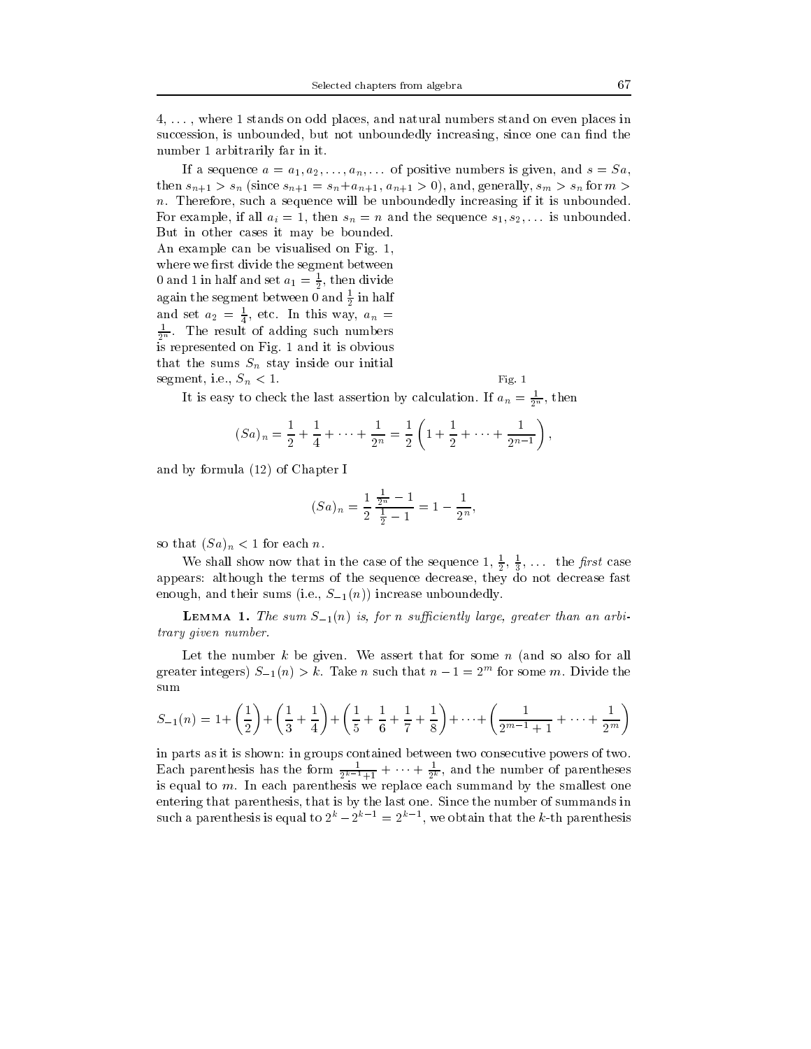4, ..., where 1 stands on odd places, and natural numbers stand on even places in succession, is unbounded, but not unboundedly increasing, since one can find the number 1 arbitrarily far in it.

If a sequence $a = a_1, a_2, \ldots, a_n, \ldots$ of positive numbers is given, and $s = Sa$, then $s_{n+1} > s_n$ (since $s_{n+1} = s_n + a_{n+1}$, $a_{n+1} > 0$), and, generally, $s_m > s_n$ for $m > n$. Therefore, such a sequence will be unboundedly increasing if it is unbounded. For example, if all $a_i = 1$, then $s_n = n$ and the sequence $s_1, s_2, \ldots$ is unbounded. But in other cases it may be bounded. An example can be visualised on Fig. 1, where we first divide the segment between 0 and 1 in half and set $a_1 = \frac{1}{2}$, then divide again the segment between 0 and $\frac{1}{2}$ in half and set $a_2 = \frac{1}{4}$, etc. In this way, $a_n = \frac{1}{2^n}$. The result of adding such numbers is represented on Fig. 1 and it is obvious that the sums $S_n$ stay inside our initial segment, i.e., $S_n < 1$.

Fig. 1

It is easy to check the last assertion by calculation. If $a_n = \frac{1}{2^n}$, then

$$(Sa)_n = \frac{1}{2} + \frac{1}{4} + \cdots + \frac{1}{2^n} = \frac{1}{2}\left(1 + \frac{1}{2} + \cdots + \frac{1}{2^{n-1}}\right),$$

and by formula (12) of Chapter I

$$(Sa)_n = \frac{1}{2}\,\frac{\frac{1}{2^n} - 1}{\frac{1}{2} - 1} = 1 - \frac{1}{2^n},$$

so that $(Sa)_n < 1$ for each $n$.

We shall show now that in the case of the sequence $1, \frac{1}{2}, \frac{1}{3}, \ldots$ the *first* case appears: although the terms of the sequence decrease, they do not decrease fast enough, and their sums (i.e., $S_{-1}(n)$) increase unboundedly.

**Lemma 1.** *The sum $S_{-1}(n)$ is, for $n$ sufficiently large, greater than an arbitrary given number.*

Let the number $k$ be given. We assert that for some $n$ (and so also for all greater integers) $S_{-1}(n) > k$. Take $n$ such that $n - 1 = 2^m$ for some $m$. Divide the sum

$$S_{-1}(n) = 1 + \left(\frac{1}{2}\right) + \left(\frac{1}{3} + \frac{1}{4}\right) + \left(\frac{1}{5} + \frac{1}{6} + \frac{1}{7} + \frac{1}{8}\right) + \cdots + \left(\frac{1}{2^{m-1}+1} + \cdots + \frac{1}{2^m}\right)$$

in parts as it is shown: in groups contained between two consecutive powers of two. Each parenthesis has the form $\frac{1}{2^{k-1}+1} + \cdots + \frac{1}{2^k}$, and the number of parentheses is equal to $m$. In each parenthesis we replace each summand by the smallest one entering that parenthesis, that is by the last one. Since the number of summands in such a parenthesis is equal to $2^k - 2^{k-1} = 2^{k-1}$, we obtain that the $k$-th parenthesis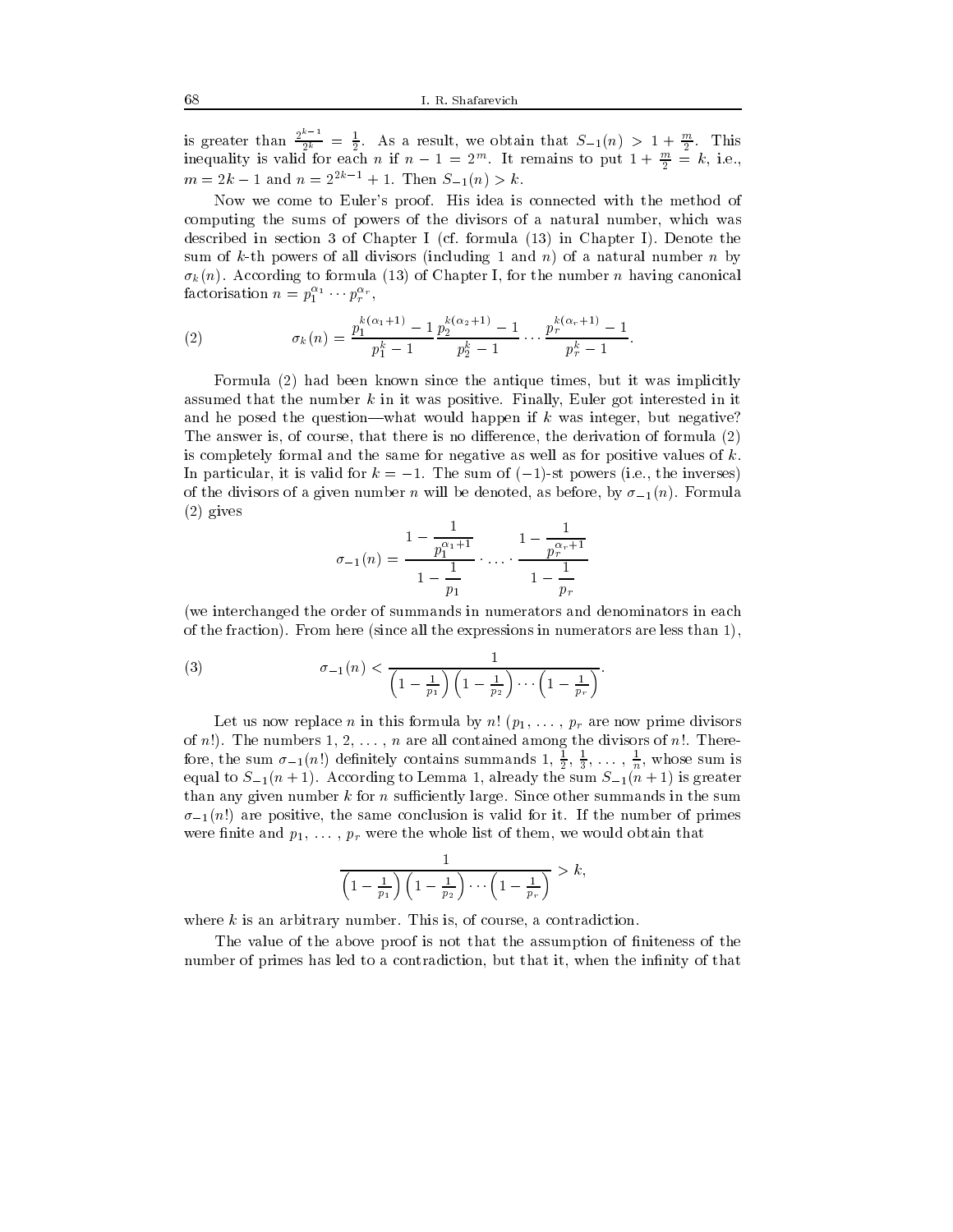is greater than $\frac{2^{k-1}}{2^k} = \frac{1}{2}$. As a result, we obtain that $S_{-1}(n) > 1 + \frac{m}{2}$. This inequality is valid for each $n$ if $n - 1 = 2^m$. It remains to put $1 + \frac{m}{2} = k$, i.e., $m = 2k - 1$ and $n = 2^{2k-1} + 1$. Then $S_{-1}(n) > k$.

Now we come to Euler's proof. His idea is connected with the method of computing the sums of powers of the divisors of a natural number, which was described in section 3 of Chapter I (cf. formula (13) in Chapter I). Denote the sum of $k$-th powers of all divisors (including 1 and $n$) of a natural number $n$ by $\sigma_k(n)$. According to formula (13) of Chapter I, for the number $n$ having canonical factorisation $n = p_1^{\alpha_1} \cdots p_r^{\alpha_r}$,

$$\sigma_k(n) = \frac{p_1^{k(\alpha_1+1)} - 1}{p_1^k - 1} \frac{p_2^{k(\alpha_2+1)} - 1}{p_2^k - 1} \cdots \frac{p_r^{k(\alpha_r+1)} - 1}{p_r^k - 1}. \tag{2}$$

Formula (2) had been known since the antique times, but it was implicitly assumed that the number $k$ in it was positive. Finally, Euler got interested in it and he posed the question—what would happen if $k$ was integer, but negative? The answer is, of course, that there is no difference, the derivation of formula (2) is completely formal and the same for negative as well as for positive values of $k$. In particular, it is valid for $k = -1$. The sum of $(-1)$-st powers (i.e., the inverses) of the divisors of a given number $n$ will be denoted, as before, by $\sigma_{-1}(n)$. Formula (2) gives

$$\sigma_{-1}(n) = \frac{1 - \dfrac{1}{p_1^{\alpha_1+1}}}{1 - \dfrac{1}{p_1}} \cdot \ldots \cdot \frac{1 - \dfrac{1}{p_r^{\alpha_r+1}}}{1 - \dfrac{1}{p_r}}$$

(we interchanged the order of summands in numerators and denominators in each of the fraction). From here (since all the expressions in numerators are less than 1),

$$\sigma_{-1}(n) < \frac{1}{\left(1 - \frac{1}{p_1}\right)\left(1 - \frac{1}{p_2}\right) \cdots \left(1 - \frac{1}{p_r}\right)}. \tag{3}$$

Let us now replace $n$ in this formula by $n!$ ($p_1, \ldots, p_r$ are now prime divisors of $n!$). The numbers $1, 2, \ldots, n$ are all contained among the divisors of $n!$. Therefore, the sum $\sigma_{-1}(n!)$ definitely contains summands $1, \frac{1}{2}, \frac{1}{3}, \ldots, \frac{1}{n}$, whose sum is equal to $S_{-1}(n+1)$. According to Lemma 1, already the sum $S_{-1}(n+1)$ is greater than any given number $k$ for $n$ sufficiently large. Since other summands in the sum $\sigma_{-1}(n!)$ are positive, the same conclusion is valid for it. If the number of primes were finite and $p_1, \ldots, p_r$ were the whole list of them, we would obtain that

$$\frac{1}{\left(1 - \frac{1}{p_1}\right)\left(1 - \frac{1}{p_2}\right) \cdots \left(1 - \frac{1}{p_r}\right)} > k,$$

where $k$ is an arbitrary number. This is, of course, a contradiction.

The value of the above proof is not that the assumption of finiteness of the number of primes has led to a contradiction, but that it, when the infinity of that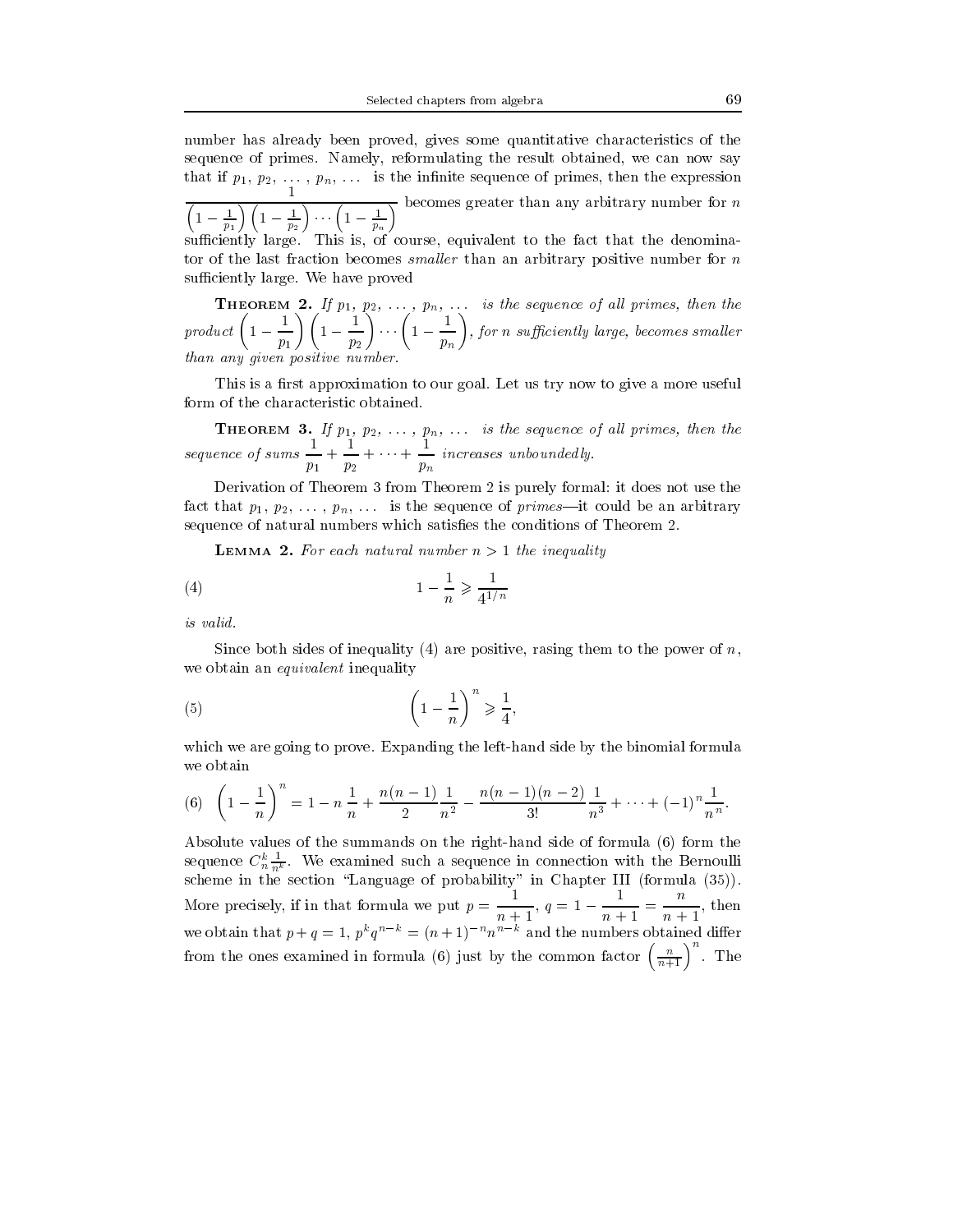number has already been proved, gives some quantitative characteristics of the sequence of primes. Namely, reformulating the result obtained, we can now say that if $p_1, p_2, \dots, p_n, \dots$ is the infinite sequence of primes, then the expression $\dfrac{1}{\left(1-\frac{1}{p_1}\right)\left(1-\frac{1}{p_2}\right)\cdots\left(1-\frac{1}{p_n}\right)}$ becomes greater than any arbitrary number for $n$ sufficiently large. This is, of course, equivalent to the fact that the denominator of the last fraction becomes *smaller* than an arbitrary positive number for $n$ sufficiently large. We have proved

**Theorem 2.** *If $p_1, p_2, \dots, p_n, \dots$ is the sequence of all primes, then the product $\left(1-\dfrac{1}{p_1}\right)\left(1-\dfrac{1}{p_2}\right)\cdots\left(1-\dfrac{1}{p_n}\right)$, for $n$ sufficiently large, becomes smaller than any given positive number.*

This is a first approximation to our goal. Let us try now to give a more useful form of the characteristic obtained.

**Theorem 3.** *If $p_1, p_2, \dots, p_n, \dots$ is the sequence of all primes, then the sequence of sums $\dfrac{1}{p_1}+\dfrac{1}{p_2}+\cdots+\dfrac{1}{p_n}$ increases unboundedly.*

Derivation of Theorem 3 from Theorem 2 is purely formal: it does not use the fact that $p_1, p_2, \dots, p_n, \dots$ is the sequence of *primes*—it could be an arbitrary sequence of natural numbers which satisfies the conditions of Theorem 2.

**Lemma 2.** *For each natural number $n > 1$ the inequality*

$$1-\frac{1}{n} \geqslant \frac{1}{4^{1/n}} \tag{4}$$

*is valid.*

Since both sides of inequality (4) are positive, raising them to the power of $n$, we obtain an *equivalent* inequality

$$\left(1-\frac{1}{n}\right)^n \geqslant \frac{1}{4}, \tag{5}$$

which we are going to prove. Expanding the left-hand side by the binomial formula we obtain

$$\left(1-\frac{1}{n}\right)^n = 1 - n\frac{1}{n} + \frac{n(n-1)}{2}\frac{1}{n^2} - \frac{n(n-1)(n-2)}{3!}\frac{1}{n^3} + \cdots + (-1)^n\frac{1}{n^n}. \tag{6}$$

Absolute values of the summands on the right-hand side of formula (6) form the sequence $C_n^k \frac{1}{n^k}$. We examined such a sequence in connection with the Bernoulli scheme in the section "Language of probability" in Chapter III (formula (35)). More precisely, if in that formula we put $p = \dfrac{1}{n+1}$, $q = 1 - \dfrac{1}{n+1} = \dfrac{n}{n+1}$, then we obtain that $p+q=1$, $p^k q^{n-k} = (n+1)^{-n} n^{n-k}$ and the numbers obtained differ from the ones examined in formula (6) just by the common factor $\left(\frac{n}{n+1}\right)^n$. The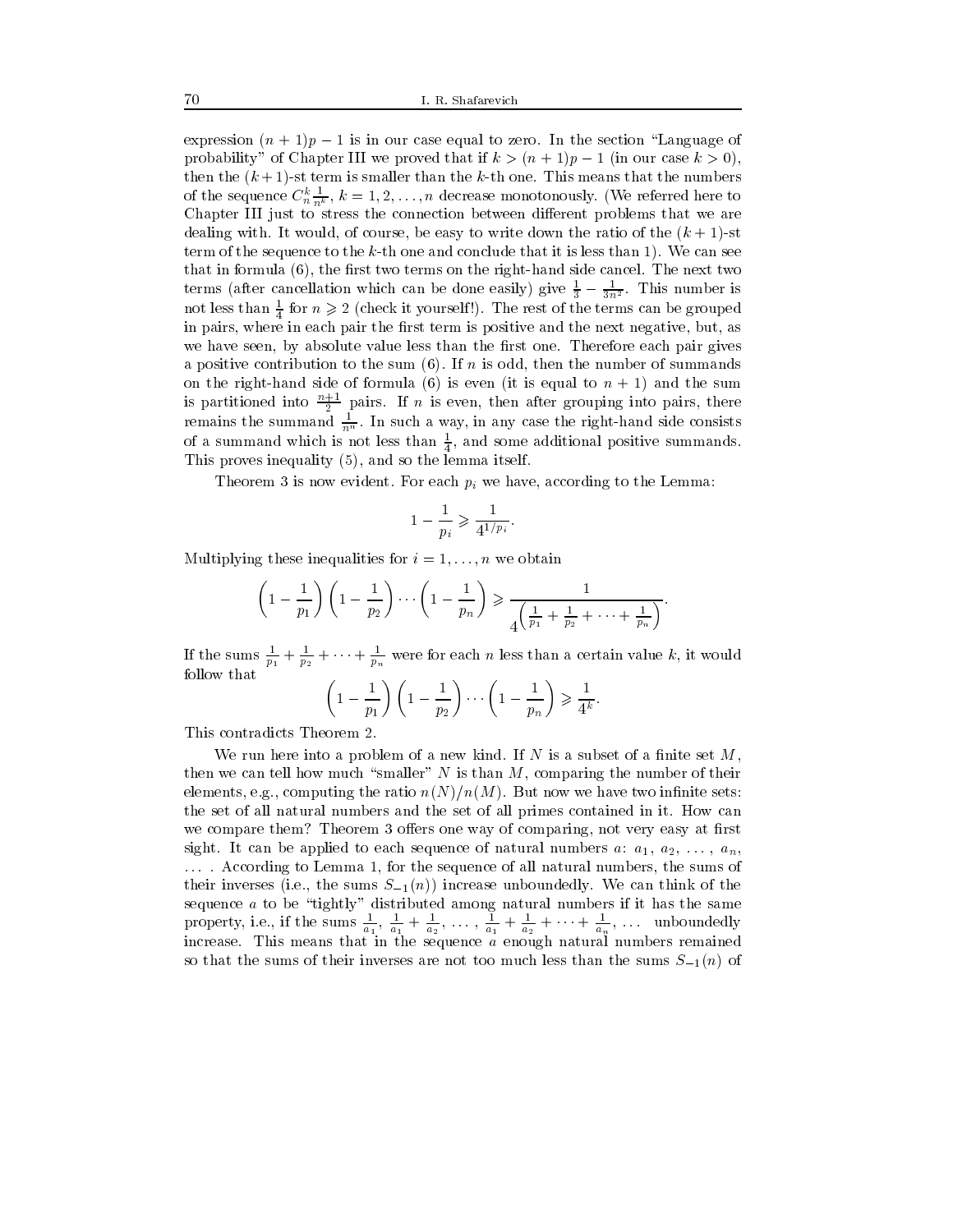expression $(n+1)p-1$ is in our case equal to zero. In the section "Language of probability" of Chapter III we proved that if $k > (n+1)p-1$ (in our case $k > 0$), then the $(k+1)$-st term is smaller than the $k$-th one. This means that the numbers of the sequence $C_n^k \frac{1}{n^k}$, $k = 1, 2, \ldots, n$ decrease monotonously. (We referred here to Chapter III just to stress the connection between different problems that we are dealing with. It would, of course, be easy to write down the ratio of the $(k+1)$-st term of the sequence to the $k$-th one and conclude that it is less than 1). We can see that in formula (6), the first two terms on the right-hand side cancel. The next two terms (after cancellation which can be done easily) give $\frac{1}{3} - \frac{1}{3n^2}$. This number is not less than $\frac{1}{4}$ for $n \geqslant 2$ (check it yourself!). The rest of the terms can be grouped in pairs, where in each pair the first term is positive and the next negative, but, as we have seen, by absolute value less than the first one. Therefore each pair gives a positive contribution to the sum (6). If $n$ is odd, then the number of summands on the right-hand side of formula (6) is even (it is equal to $n+1$) and the sum is partitioned into $\frac{n+1}{2}$ pairs. If $n$ is even, then after grouping into pairs, there remains the summand $\frac{1}{n^n}$. In such a way, in any case the right-hand side consists of a summand which is not less than $\frac{1}{4}$, and some additional positive summands. This proves inequality (5), and so the lemma itself.

Theorem 3 is now evident. For each $p_i$ we have, according to the Lemma:

$$1 - \frac{1}{p_i} \geqslant \frac{1}{4^{1/p_i}}.$$

Multiplying these inequalities for $i = 1, \ldots, n$ we obtain

$$\left(1 - \frac{1}{p_1}\right)\left(1 - \frac{1}{p_2}\right) \cdots \left(1 - \frac{1}{p_n}\right) \geqslant \frac{1}{4^{\left(\frac{1}{p_1} + \frac{1}{p_2} + \cdots + \frac{1}{p_n}\right)}}.$$

If the sums $\frac{1}{p_1} + \frac{1}{p_2} + \cdots + \frac{1}{p_n}$ were for each $n$ less than a certain value $k$, it would follow that

$$\left(1 - \frac{1}{p_1}\right)\left(1 - \frac{1}{p_2}\right) \cdots \left(1 - \frac{1}{p_n}\right) \geqslant \frac{1}{4^k}.$$

This contradicts Theorem 2.

We run here into a problem of a new kind. If $N$ is a subset of a finite set $M$, then we can tell how much "smaller" $N$ is than $M$, comparing the number of their elements, e.g., computing the ratio $n(N)/n(M)$. But now we have two infinite sets: the set of all natural numbers and the set of all primes contained in it. How can we compare them? Theorem 3 offers one way of comparing, not very easy at first sight. It can be applied to each sequence of natural numbers $a$: $a_1, a_2, \ldots, a_n, \ldots$. According to Lemma 1, for the sequence of all natural numbers, the sums of their inverses (i.e., the sums $S_{-1}(n)$) increase unboundedly. We can think of the sequence $a$ to be "tightly" distributed among natural numbers if it has the same property, i.e., if the sums $\frac{1}{a_1}$, $\frac{1}{a_1} + \frac{1}{a_2}$, $\ldots$, $\frac{1}{a_1} + \frac{1}{a_2} + \cdots + \frac{1}{a_n}$, $\ldots$ unboundedly increase. This means that in the sequence $a$ enough natural numbers remained so that the sums of their inverses are not too much less than the sums $S_{-1}(n)$ of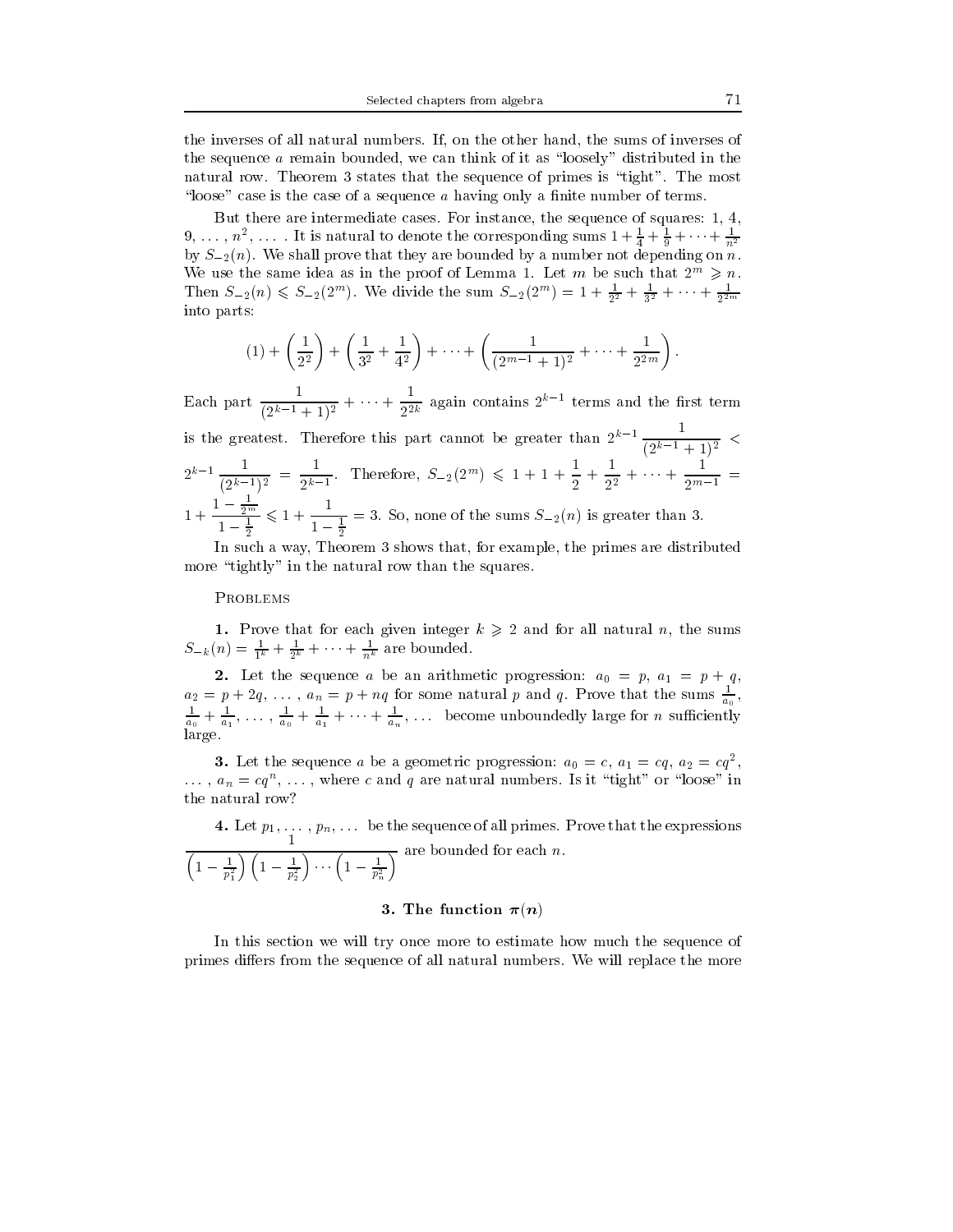the inverses of all natural numbers. If, on the other hand, the sums of inverses of the sequence $a$ remain bounded, we can think of it as "loosely" distributed in the natural row. Theorem 3 states that the sequence of primes is "tight". The most "loose" case is the case of a sequence $a$ having only a finite number of terms.

But there are intermediate cases. For instance, the sequence of squares: 1, 4, 9, ..., $n^2$, ... . It is natural to denote the corresponding sums $1 + \frac{1}{4} + \frac{1}{9} + \cdots + \frac{1}{n^2}$ by $S_{-2}(n)$. We shall prove that they are bounded by a number not depending on $n$. We use the same idea as in the proof of Lemma 1. Let $m$ be such that $2^m \geqslant n$. Then $S_{-2}(n) \leqslant S_{-2}(2^m)$. We divide the sum $S_{-2}(2^m) = 1 + \frac{1}{2^2} + \frac{1}{3^2} + \cdots + \frac{1}{2^{2m}}$ into parts:

$$(1) + \left(\frac{1}{2^2}\right) + \left(\frac{1}{3^2} + \frac{1}{4^2}\right) + \cdots + \left(\frac{1}{(2^{m-1}+1)^2} + \cdots + \frac{1}{2^{2m}}\right).$$

Each part $\dfrac{1}{(2^{k-1}+1)^2} + \cdots + \dfrac{1}{2^{2k}}$ again contains $2^{k-1}$ terms and the first term is the greatest. Therefore this part cannot be greater than $2^{k-1}\dfrac{1}{(2^{k-1}+1)^2} < 2^{k-1}\dfrac{1}{(2^{k-1})^2} = \dfrac{1}{2^{k-1}}$. Therefore, $S_{-2}(2^m) \leqslant 1 + 1 + \dfrac{1}{2} + \dfrac{1}{2^2} + \cdots + \dfrac{1}{2^{m-1}} = 1 + \dfrac{1 - \frac{1}{2^m}}{1 - \frac{1}{2}} \leqslant 1 + \dfrac{1}{1 - \frac{1}{2}} = 3$. So, none of the sums $S_{-2}(n)$ is greater than 3.

In such a way, Theorem 3 shows that, for example, the primes are distributed more "tightly" in the natural row than the squares.

## Problems

**1.** Prove that for each given integer $k \geqslant 2$ and for all natural $n$, the sums $S_{-k}(n) = \frac{1}{1^k} + \frac{1}{2^k} + \cdots + \frac{1}{n^k}$ are bounded.

**2.** Let the sequence $a$ be an arithmetic progression: $a_0 = p$, $a_1 = p + q$, $a_2 = p + 2q$, ..., $a_n = p + nq$ for some natural $p$ and $q$. Prove that the sums $\frac{1}{a_0}$, $\frac{1}{a_0} + \frac{1}{a_1}$, ..., $\frac{1}{a_0} + \frac{1}{a_1} + \cdots + \frac{1}{a_n}$, ... become unboundedly large for $n$ sufficiently large.

**3.** Let the sequence $a$ be a geometric progression: $a_0 = c$, $a_1 = cq$, $a_2 = cq^2$, ..., $a_n = cq^n$, ..., where $c$ and $q$ are natural numbers. Is it "tight" or "loose" in the natural row?

**4.** Let $p_1, \ldots, p_n, \ldots$ be the sequence of all primes. Prove that the expressions $\dfrac{1}{\left(1 - \frac{1}{p_1^2}\right)\left(1 - \frac{1}{p_2^2}\right)\cdots\left(1 - \frac{1}{p_n^2}\right)}$ are bounded for each $n$.

### 3. The function $\pi(n)$

In this section we will try once more to estimate how much the sequence of primes differs from the sequence of all natural numbers. We will replace the more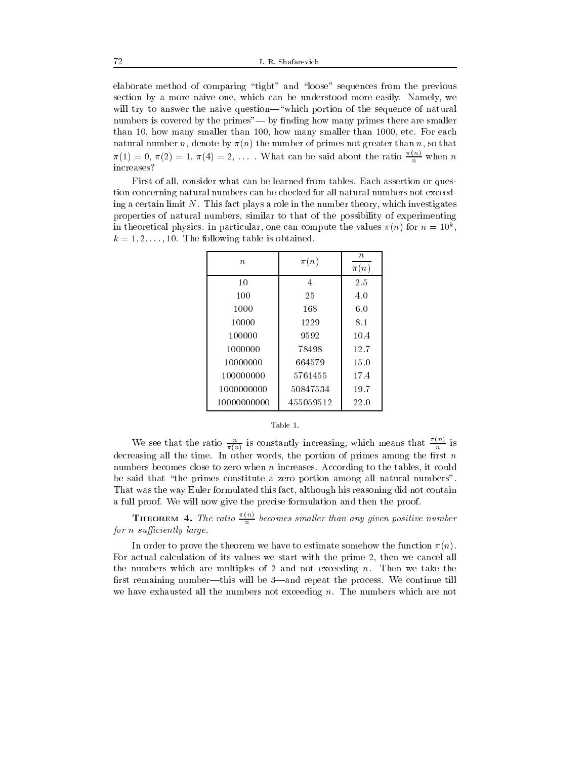elaborate method of comparing "tight" and "loose" sequences from the previous section by a more naive one, which can be understood more easily. Namely, we will try to answer the naive question—"which portion of the sequence of natural numbers is covered by the primes"— by finding how many primes there are smaller than 10, how many smaller than 100, how many smaller than 1000, etc. For each natural number $n$, denote by $\pi(n)$ the number of primes not greater than $n$, so that $\pi(1) = 0$, $\pi(2) = 1$, $\pi(4) = 2$, $\ldots$ . What can be said about the ratio $\frac{\pi(n)}{n}$ when $n$ increases?

First of all, consider what can be learned from tables. Each assertion or question concerning natural numbers can be checked for all natural numbers not exceeding a certain limit $N$. This fact plays a role in the number theory, which investigates properties of natural numbers, similar to that of the possibility of experimenting in theoretical physics. in particular, one can compute the values $\pi(n)$ for $n = 10^k$, $k = 1, 2, \ldots, 10$. The following table is obtained.

| $n$ | $\pi(n)$ | $\frac{n}{\pi(n)}$ |
|---|---|---|
| 10 | 4 | 2.5 |
| 100 | 25 | 4.0 |
| 1000 | 168 | 6.0 |
| 10000 | 1229 | 8.1 |
| 100000 | 9592 | 10.4 |
| 1000000 | 78498 | 12.7 |
| 10000000 | 664579 | 15.0 |
| 100000000 | 5761455 | 17.4 |
| 1000000000 | 50847534 | 19.7 |
| 10000000000 | 455059512 | 22.0 |

Table 1.

We see that the ratio $\frac{n}{\pi(n)}$ is constantly increasing, which means that $\frac{\pi(n)}{n}$ is decreasing all the time. In other words, the portion of primes among the first $n$ numbers becomes close to zero when $n$ increases. According to the tables, it could be said that "the primes constitute a zero portion among all natural numbers". That was the way Euler formulated this fact, although his reasoning did not contain a full proof. We will now give the precise formulation and then the proof.

**Theorem 4.** *The ratio $\frac{\pi(n)}{n}$ becomes smaller than any given positive number for $n$ sufficiently large.*

In order to prove the theorem we have to estimate somehow the function $\pi(n)$. For actual calculation of its values we start with the prime 2, then we cancel all the numbers which are multiples of 2 and not exceeding $n$. Then we take the first remaining number—this will be 3—and repeat the process. We continue till we have exhausted all the numbers not exceeding $n$. The numbers which are not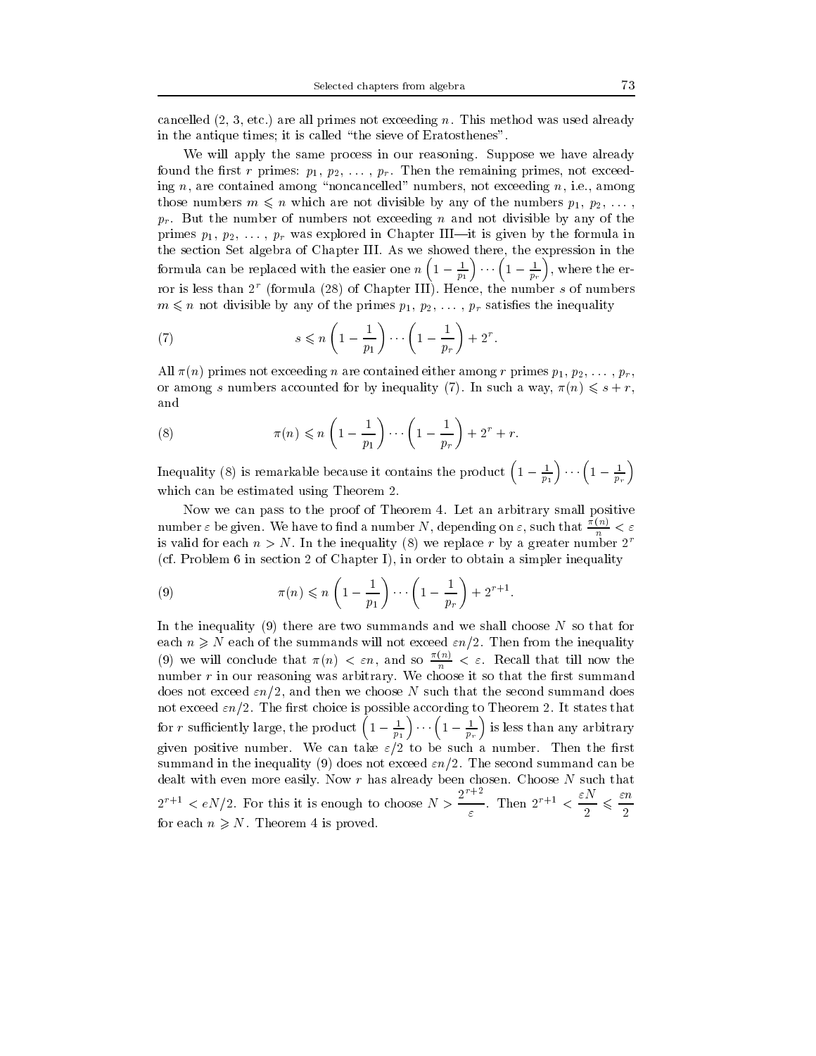cancelled (2, 3, etc.) are all primes not exceeding $n$. This method was used already in the antique times; it is called "the sieve of Eratosthenes".

We will apply the same process in our reasoning. Suppose we have already found the first $r$ primes: $p_1, p_2, \ldots, p_r$. Then the remaining primes, not exceeding $n$, are contained among "noncancelled" numbers, not exceeding $n$, i.e., among those numbers $m \leqslant n$ which are not divisible by any of the numbers $p_1, p_2, \ldots, p_r$. But the number of numbers not exceeding $n$ and not divisible by any of the primes $p_1, p_2, \ldots, p_r$ was explored in Chapter III—it is given by the formula in the section Set algebra of Chapter III. As we showed there, the expression in the formula can be replaced with the easier one $n\left(1-\frac{1}{p_1}\right)\cdots\left(1-\frac{1}{p_r}\right)$, where the error is less than $2^r$ (formula (28) of Chapter III). Hence, the number $s$ of numbers $m \leqslant n$ not divisible by any of the primes $p_1, p_2, \ldots, p_r$ satisfies the inequality

$$s \leqslant n\left(1-\frac{1}{p_1}\right)\cdots\left(1-\frac{1}{p_r}\right)+2^r. \tag{7}$$

All $\pi(n)$ primes not exceeding $n$ are contained either among $r$ primes $p_1, p_2, \ldots, p_r$, or among $s$ numbers accounted for by inequality (7). In such a way, $\pi(n) \leqslant s + r$, and

$$\pi(n) \leqslant n\left(1-\frac{1}{p_1}\right)\cdots\left(1-\frac{1}{p_r}\right)+2^r+r. \tag{8}$$

Inequality (8) is remarkable because it contains the product $\left(1-\frac{1}{p_1}\right)\cdots\left(1-\frac{1}{p_r}\right)$ which can be estimated using Theorem 2.

Now we can pass to the proof of Theorem 4. Let an arbitrary small positive number $\varepsilon$ be given. We have to find a number $N$, depending on $\varepsilon$, such that $\frac{\pi(n)}{n} < \varepsilon$ is valid for each $n > N$. In the inequality (8) we replace $r$ by a greater number $2^r$ (cf. Problem 6 in section 2 of Chapter I), in order to obtain a simpler inequality

$$\pi(n) \leqslant n\left(1-\frac{1}{p_1}\right)\cdots\left(1-\frac{1}{p_r}\right)+2^{r+1}. \tag{9}$$

In the inequality (9) there are two summands and we shall choose $N$ so that for each $n \geqslant N$ each of the summands will not exceed $\varepsilon n/2$. Then from the inequality (9) we will conclude that $\pi(n) < \varepsilon n$, and so $\frac{\pi(n)}{n} < \varepsilon$. Recall that till now the number $r$ in our reasoning was arbitrary. We choose it so that the first summand does not exceed $\varepsilon n/2$, and then we choose $N$ such that the second summand does not exceed $\varepsilon n/2$. The first choice is possible according to Theorem 2. It states that for $r$ sufficiently large, the product $\left(1-\frac{1}{p_1}\right)\cdots\left(1-\frac{1}{p_r}\right)$ is less than any arbitrary given positive number. We can take $\varepsilon/2$ to be such a number. Then the first summand in the inequality (9) does not exceed $\varepsilon n/2$. The second summand can be dealt with even more easily. Now $r$ has already been chosen. Choose $N$ such that $2^{r+1} < eN/2$. For this it is enough to choose $N > \dfrac{2^{r+2}}{\varepsilon}$. Then $2^{r+1} < \dfrac{\varepsilon N}{2} \leqslant \dfrac{\varepsilon n}{2}$ for each $n \geqslant N$. Theorem 4 is proved.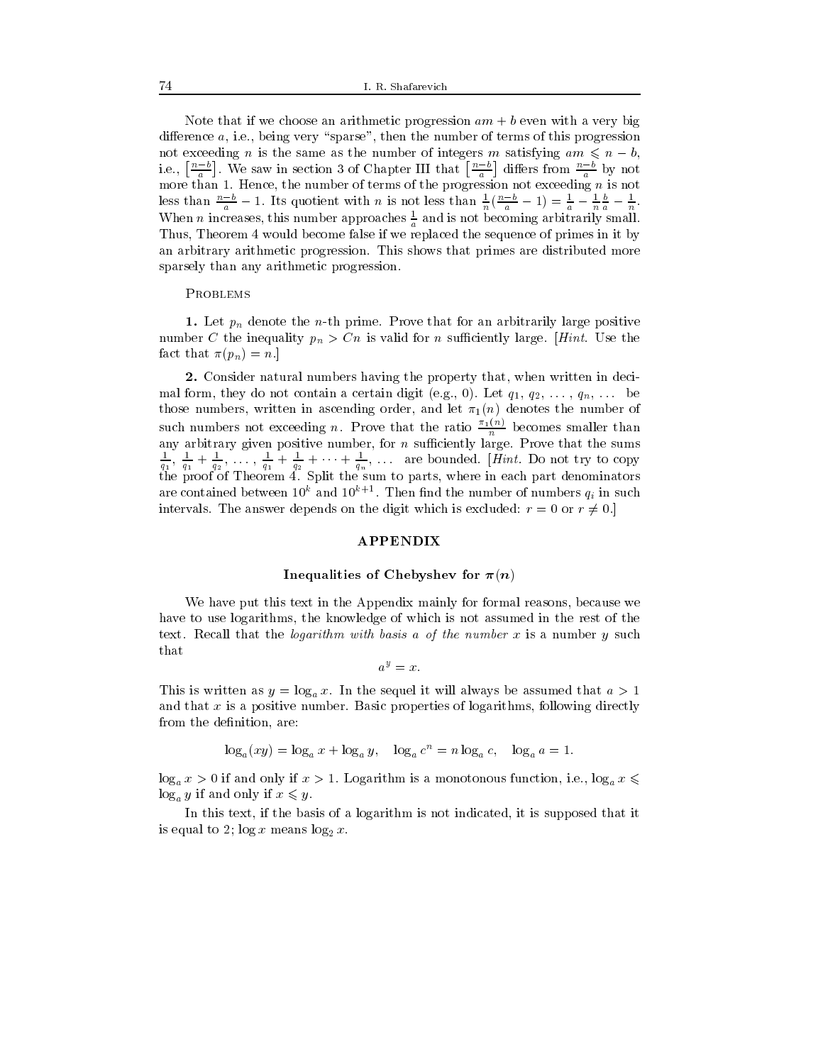Note that if we choose an arithmetic progression $am + b$ even with a very big difference $a$, i.e., being very "sparse", then the number of terms of this progression not exceeding $n$ is the same as the number of integers $m$ satisfying $am \leqslant n - b$, i.e., $\left[\frac{n-b}{a}\right]$. We saw in section 3 of Chapter III that $\left[\frac{n-b}{a}\right]$ differs from $\frac{n-b}{a}$ by not more than 1. Hence, the number of terms of the progression not exceeding $n$ is not less than $\frac{n-b}{a} - 1$. Its quotient with $n$ is not less than $\frac{1}{n}(\frac{n-b}{a} - 1) = \frac{1}{a} - \frac{1}{n}\frac{b}{a} - \frac{1}{n}$. When $n$ increases, this number approaches $\frac{1}{a}$ and is not becoming arbitrarily small. Thus, Theorem 4 would become false if we replaced the sequence of primes in it by an arbitrary arithmetic progression. This shows that primes are distributed more sparsely than any arithmetic progression.

Problems

**1.** Let $p_n$ denote the $n$-th prime. Prove that for an arbitrarily large positive number $C$ the inequality $p_n > Cn$ is valid for $n$ sufficiently large. [*Hint.* Use the fact that $\pi(p_n) = n$.]

**2.** Consider natural numbers having the property that, when written in decimal form, they do not contain a certain digit (e.g., 0). Let $q_1, q_2, \ldots, q_n, \ldots$ be those numbers, written in ascending order, and let $\pi_1(n)$ denotes the number of such numbers not exceeding $n$. Prove that the ratio $\frac{\pi_1(n)}{n}$ becomes smaller than any arbitrary given positive number, for $n$ sufficiently large. Prove that the sums $\frac{1}{q_1}, \frac{1}{q_1} + \frac{1}{q_2}, \ldots, \frac{1}{q_1} + \frac{1}{q_2} + \cdots + \frac{1}{q_n}, \ldots$ are bounded. [*Hint.* Do not try to copy the proof of Theorem 4. Split the sum to parts, where in each part denominators are contained between $10^k$ and $10^{k+1}$. Then find the number of numbers $q_i$ in such intervals. The answer depends on the digit which is excluded: $r = 0$ or $r \neq 0$.]

## APPENDIX

### Inequalities of Chebyshev for $\pi(n)$

We have put this text in the Appendix mainly for formal reasons, because we have to use logarithms, the knowledge of which is not assumed in the rest of the text. Recall that the *logarithm with basis $a$ of the number $x$* is a number $y$ such that

$$a^y = x.$$

This is written as $y = \log_a x$. In the sequel it will always be assumed that $a > 1$ and that $x$ is a positive number. Basic properties of logarithms, following directly from the definition, are:

$$\log_a(xy) = \log_a x + \log_a y, \quad \log_a c^n = n \log_a c, \quad \log_a a = 1.$$

$\log_a x > 0$ if and only if $x > 1$. Logarithm is a monotonous function, i.e., $\log_a x \leqslant \log_a y$ if and only if $x \leqslant y$.

In this text, if the basis of a logarithm is not indicated, it is supposed that it is equal to 2; $\log x$ means $\log_2 x$.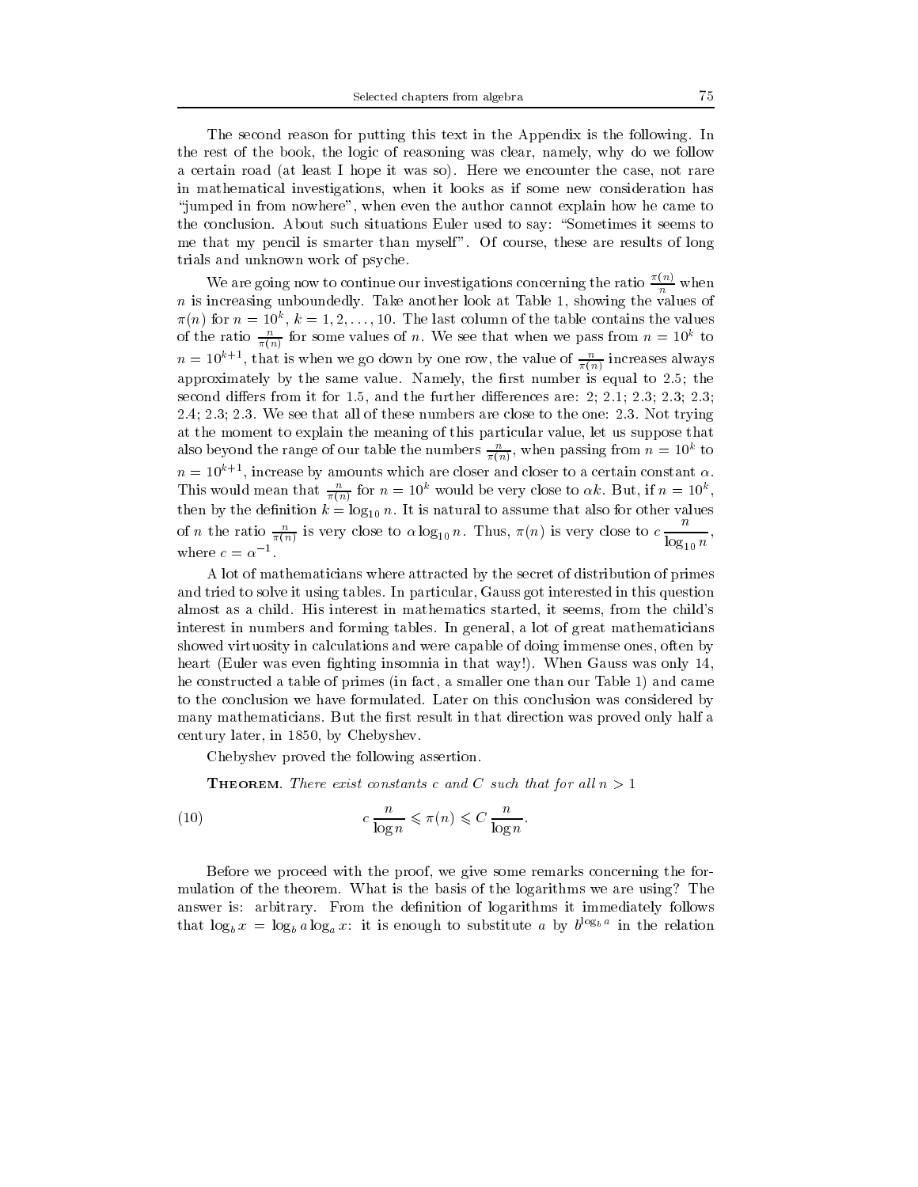The second reason for putting this text in the Appendix is the following. In the rest of the book, the logic of reasoning was clear, namely, why do we follow a certain road (at least I hope it was so). Here we encounter the case, not rare in mathematical investigations, when it looks as if some new consideration has "jumped in from nowhere", when even the author cannot explain how he came to the conclusion. About such situations Euler used to say: "Sometimes it seems to me that my pencil is smarter than myself". Of course, these are results of long trials and unknown work of psyche.

We are going now to continue our investigations concerning the ratio $\frac{\pi(n)}{n}$ when $n$ is increasing unboundedly. Take another look at Table 1, showing the values of $\pi(n)$ for $n = 10^k$, $k = 1, 2, \ldots, 10$. The last column of the table contains the values of the ratio $\frac{n}{\pi(n)}$ for some values of $n$. We see that when we pass from $n = 10^k$ to $n = 10^{k+1}$, that is when we go down by one row, the value of $\frac{n}{\pi(n)}$ increases always approximately by the same value. Namely, the first number is equal to 2.5; the second differs from it for 1.5, and the further differences are: 2; 2.1; 2.3; 2.3; 2.3; 2.4; 2.3; 2.3. We see that all of these numbers are close to the one: 2.3. Not trying at the moment to explain the meaning of this particular value, let us suppose that also beyond the range of our table the numbers $\frac{n}{\pi(n)}$, when passing from $n = 10^k$ to $n = 10^{k+1}$, increase by amounts which are closer and closer to a certain constant $\alpha$. This would mean that $\frac{n}{\pi(n)}$ for $n = 10^k$ would be very close to $\alpha k$. But, if $n = 10^k$, then by the definition $k = \log_{10} n$. It is natural to assume that also for other values of $n$ the ratio $\frac{n}{\pi(n)}$ is very close to $\alpha \log_{10} n$. Thus, $\pi(n)$ is very close to $c\,\dfrac{n}{\log_{10} n}$, where $c = \alpha^{-1}$.

A lot of mathematicians where attracted by the secret of distribution of primes and tried to solve it using tables. In particular, Gauss got interested in this question almost as a child. His interest in mathematics started, it seems, from the child's interest in numbers and forming tables. In general, a lot of great mathematicians showed virtuosity in calculations and were capable of doing immense ones, often by heart (Euler was even fighting insomnia in that way!). When Gauss was only 14, he constructed a table of primes (in fact, a smaller one than our Table 1) and came to the conclusion we have formulated. Later on this conclusion was considered by many mathematicians. But the first result in that direction was proved only half a century later, in 1850, by Chebyshev.

Chebyshev proved the following assertion.

**Theorem.** *There exist constants $c$ and $C$ such that for all $n > 1$*

$$c\,\frac{n}{\log n} \leqslant \pi(n) \leqslant C\,\frac{n}{\log n}. \tag{10}$$

Before we proceed with the proof, we give some remarks concerning the formulation of the theorem. What is the basis of the logarithms we are using? The answer is: arbitrary. From the definition of logarithms it immediately follows that $\log_b x = \log_b a \log_a x$: it is enough to substitute $a$ by $b^{\log_b a}$ in the relation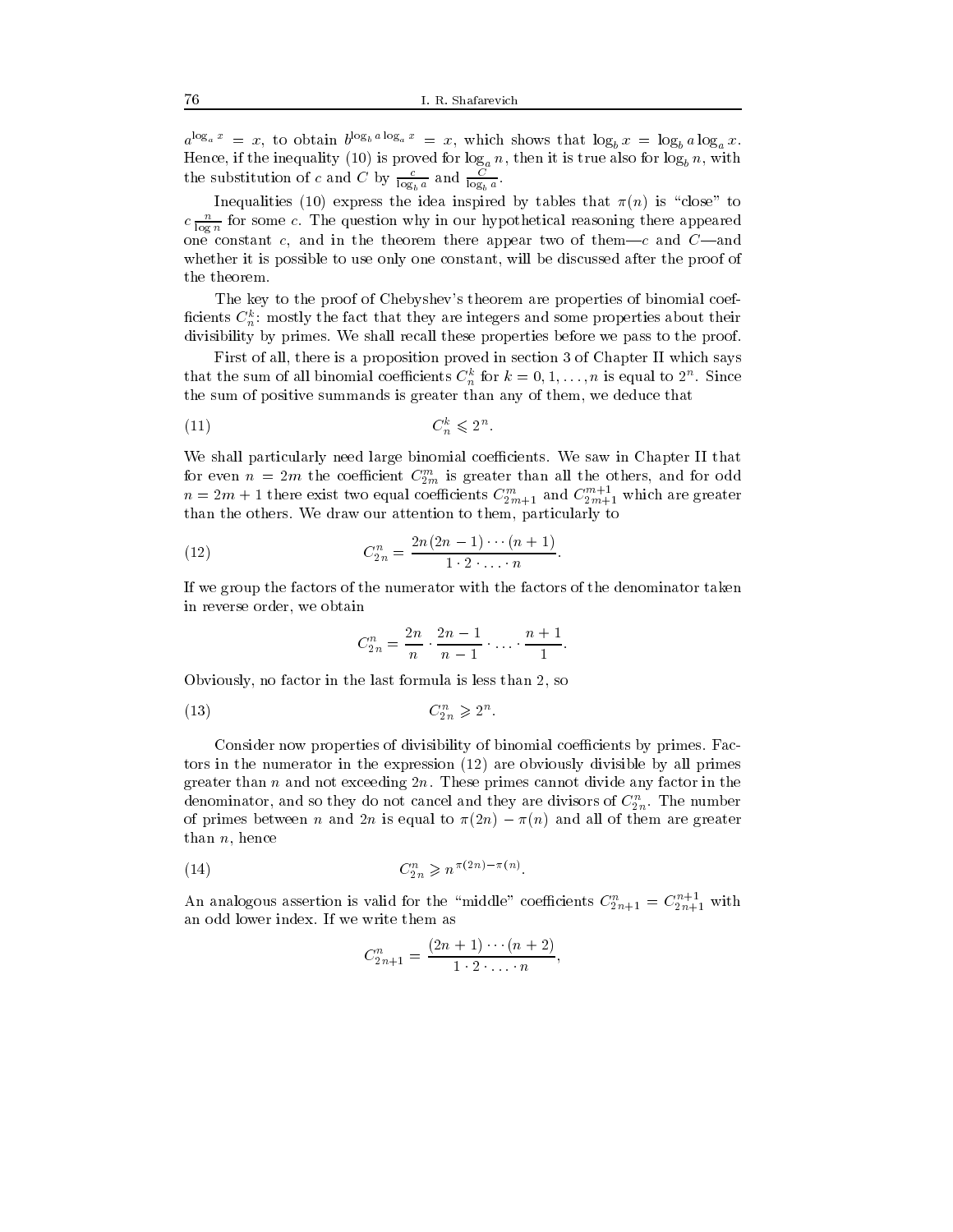$a^{\log_a x} = x$, to obtain $b^{\log_b a \log_a x} = x$, which shows that $\log_b x = \log_b a \log_a x$. Hence, if the inequality (10) is proved for $\log_a n$, then it is true also for $\log_b n$, with the substitution of $c$ and $C$ by $\frac{c}{\log_b a}$ and $\frac{C}{\log_b a}$.

Inequalities (10) express the idea inspired by tables that $\pi(n)$ is "close" to $c\frac{n}{\log n}$ for some $c$. The question why in our hypothetical reasoning there appeared one constant $c$, and in the theorem there appear two of them—$c$ and $C$—and whether it is possible to use only one constant, will be discussed after the proof of the theorem.

The key to the proof of Chebyshev's theorem are properties of binomial coefficients $C_n^k$: mostly the fact that they are integers and some properties about their divisibility by primes. We shall recall these properties before we pass to the proof.

First of all, there is a proposition proved in section 3 of Chapter II which says that the sum of all binomial coefficients $C_n^k$ for $k = 0, 1, \ldots, n$ is equal to $2^n$. Since the sum of positive summands is greater than any of them, we deduce that

$$C_n^k \leqslant 2^n. \tag{11}$$

We shall particularly need large binomial coefficients. We saw in Chapter II that for even $n = 2m$ the coefficient $C_{2m}^m$ is greater than all the others, and for odd $n = 2m+1$ there exist two equal coefficients $C_{2m+1}^m$ and $C_{2m+1}^{m+1}$ which are greater than the others. We draw our attention to them, particularly to

$$C_{2n}^n = \frac{2n(2n-1)\cdots(n+1)}{1\cdot 2\cdot\ldots\cdot n}. \tag{12}$$

If we group the factors of the numerator with the factors of the denominator taken in reverse order, we obtain

$$C_{2n}^n = \frac{2n}{n}\cdot\frac{2n-1}{n-1}\cdot\ldots\cdot\frac{n+1}{1}.$$

Obviously, no factor in the last formula is less than 2, so

$$C_{2n}^n \geqslant 2^n. \tag{13}$$

Consider now properties of divisibility of binomial coefficients by primes. Factors in the numerator in the expression (12) are obviously divisible by all primes greater than $n$ and not exceeding $2n$. These primes cannot divide any factor in the denominator, and so they do not cancel and they are divisors of $C_{2n}^n$. The number of primes between $n$ and $2n$ is equal to $\pi(2n) - \pi(n)$ and all of them are greater than $n$, hence

$$C_{2n}^n \geqslant n^{\pi(2n)-\pi(n)}. \tag{14}$$

An analogous assertion is valid for the "middle" coefficients $C_{2n+1}^n = C_{2n+1}^{n+1}$ with an odd lower index. If we write them as

$$C_{2n+1}^n = \frac{(2n+1)\cdots(n+2)}{1\cdot 2\cdot\ldots\cdot n},$$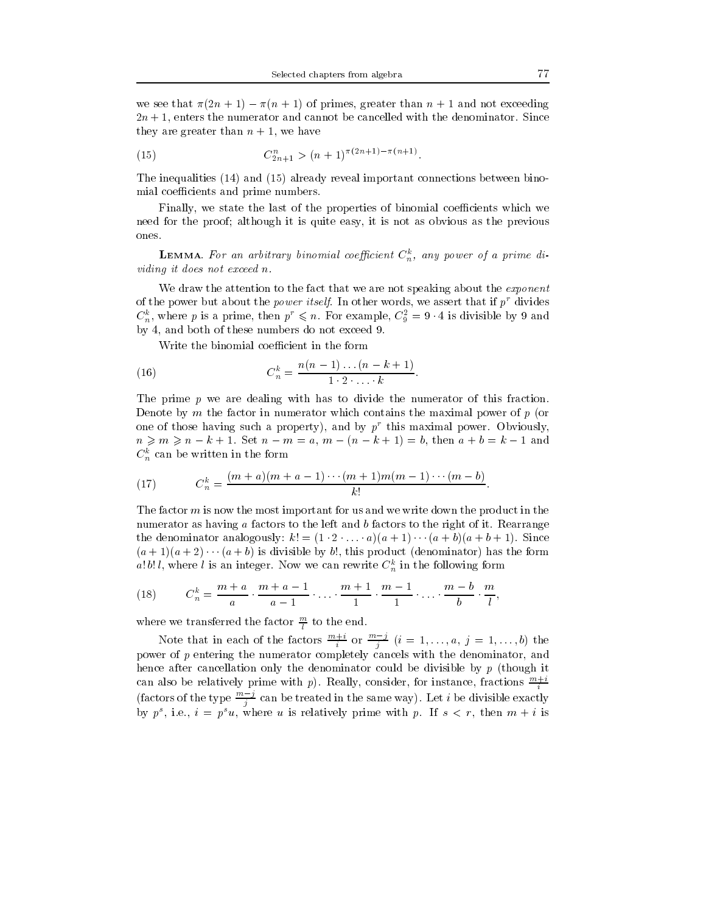we see that $\pi(2n+1) - \pi(n+1)$ of primes, greater than $n+1$ and not exceeding $2n+1$, enters the numerator and cannot be cancelled with the denominator. Since they are greater than $n+1$, we have

$$C_{2n+1}^n > (n+1)^{\pi(2n+1)-\pi(n+1)}. \tag{15}$$

The inequalities (14) and (15) already reveal important connections between binomial coefficients and prime numbers.

Finally, we state the last of the properties of binomial coefficients which we need for the proof; although it is quite easy, it is not as obvious as the previous ones.

**Lemma**. *For an arbitrary binomial coefficient $C_n^k$, any power of a prime dividing it does not exceed $n$.*

We draw the attention to the fact that we are not speaking about the *exponent* of the power but about the *power itself*. In other words, we assert that if $p^r$ divides $C_n^k$, where $p$ is a prime, then $p^r \leqslant n$. For example, $C_9^2 = 9 \cdot 4$ is divisible by 9 and by 4, and both of these numbers do not exceed 9.

Write the binomial coefficient in the form

$$C_n^k = \frac{n(n-1)\dots(n-k+1)}{1 \cdot 2 \cdot \ldots \cdot k}. \tag{16}$$

The prime $p$ we are dealing with has to divide the numerator of this fraction. Denote by $m$ the factor in numerator which contains the maximal power of $p$ (or one of those having such a property), and by $p^r$ this maximal power. Obviously, $n \geqslant m \geqslant n-k+1$. Set $n - m = a$, $m - (n-k+1) = b$, then $a + b = k - 1$ and $C_n^k$ can be written in the form

$$C_n^k = \frac{(m+a)(m+a-1)\cdots(m+1)m(m-1)\cdots(m-b)}{k!}. \tag{17}$$

The factor $m$ is now the most important for us and we write down the product in the numerator as having $a$ factors to the left and $b$ factors to the right of it. Rearrange the denominator analogously: $k! = (1 \cdot 2 \cdot \ldots \cdot a)(a+1)\cdots(a+b)(a+b+1)$. Since $(a+1)(a+2)\cdots(a+b)$ is divisible by $b!$, this product (denominator) has the form $a!\,b!\,l$, where $l$ is an integer. Now we can rewrite $C_n^k$ in the following form

$$C_n^k = \frac{m+a}{a} \cdot \frac{m+a-1}{a-1} \cdot \ldots \cdot \frac{m+1}{1} \cdot \frac{m-1}{1} \cdot \ldots \cdot \frac{m-b}{b} \cdot \frac{m}{l}, \tag{18}$$

where we transferred the factor $\frac{m}{l}$ to the end.

Note that in each of the factors $\frac{m+i}{i}$ or $\frac{m-j}{j}$ $(i = 1, \ldots, a,\ j = 1, \ldots, b)$ the power of $p$ entering the numerator completely cancels with the denominator, and hence after cancellation only the denominator could be divisible by $p$ (though it can also be relatively prime with $p$). Really, consider, for instance, fractions $\frac{m+i}{i}$ (factors of the type $\frac{m-j}{j}$ can be treated in the same way). Let $i$ be divisible exactly by $p^s$, i.e., $i = p^s u$, where $u$ is relatively prime with $p$. If $s < r$, then $m + i$ is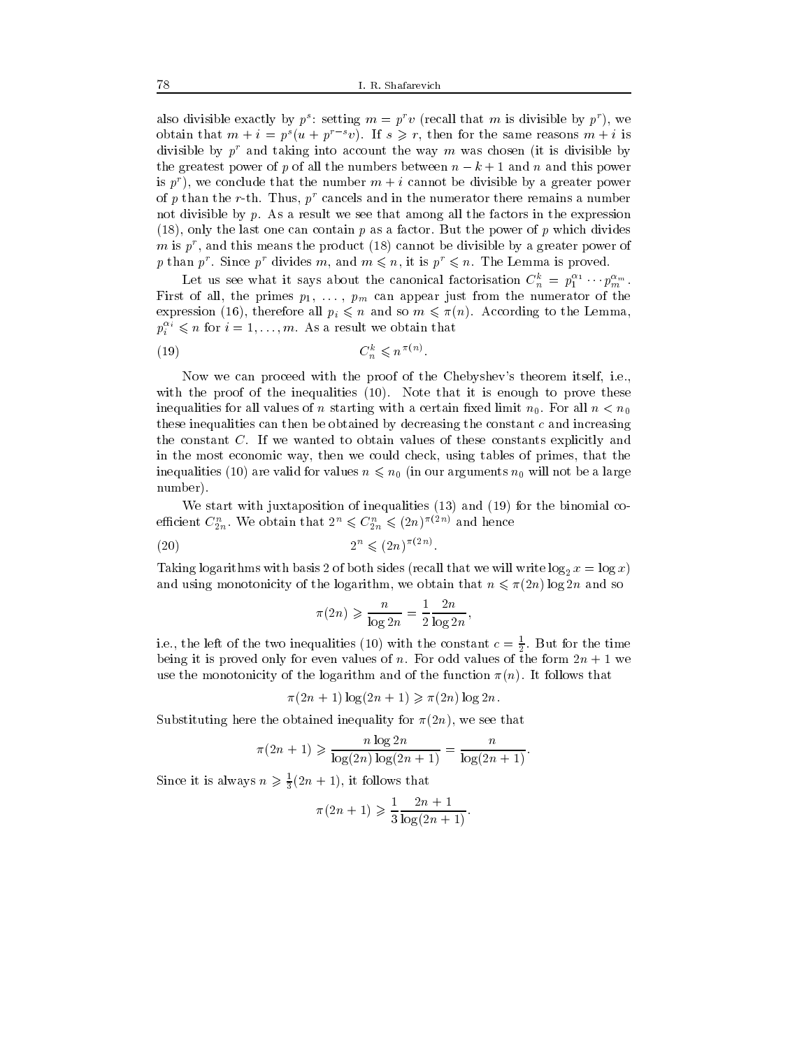also divisible exactly by $p^s$: setting $m = p^r v$ (recall that $m$ is divisible by $p^r$), we obtain that $m + i = p^s(u + p^{r-s}v)$. If $s \geqslant r$, then for the same reasons $m + i$ is divisible by $p^r$ and taking into account the way $m$ was chosen (it is divisible by the greatest power of $p$ of all the numbers between $n - k + 1$ and $n$ and this power is $p^r$), we conclude that the number $m + i$ cannot be divisible by a greater power of $p$ than the $r$-th. Thus, $p^r$ cancels and in the numerator there remains a number not divisible by $p$. As a result we see that among all the factors in the expression (18), only the last one can contain $p$ as a factor. But the power of $p$ which divides $m$ is $p^r$, and this means the product (18) cannot be divisible by a greater power of $p$ than $p^r$. Since $p^r$ divides $m$, and $m \leqslant n$, it is $p^r \leqslant n$. The Lemma is proved.

Let us see what it says about the canonical factorisation $C_n^k = p_1^{\alpha_1} \cdots p_m^{\alpha_m}$. First of all, the primes $p_1, \ldots, p_m$ can appear just from the numerator of the expression (16), therefore all $p_i \leqslant n$ and so $m \leqslant \pi(n)$. According to the Lemma, $p_i^{\alpha_i} \leqslant n$ for $i = 1, \ldots, m$. As a result we obtain that

$$C_n^k \leqslant n^{\pi(n)}. \tag{19}$$

Now we can proceed with the proof of the Chebyshev's theorem itself, i.e., with the proof of the inequalities (10). Note that it is enough to prove these inequalities for all values of $n$ starting with a certain fixed limit $n_0$. For all $n < n_0$ these inequalities can then be obtained by decreasing the constant $c$ and increasing the constant $C$. If we wanted to obtain values of these constants explicitly and in the most economic way, then we could check, using tables of primes, that the inequalities (10) are valid for values $n \leqslant n_0$ (in our arguments $n_0$ will not be a large number).

We start with juxtaposition of inequalities (13) and (19) for the binomial coefficient $C_{2n}^n$. We obtain that $2^n \leqslant C_{2n}^n \leqslant (2n)^{\pi(2n)}$ and hence

$$2^n \leqslant (2n)^{\pi(2n)}. \tag{20}$$

Taking logarithms with basis 2 of both sides (recall that we will write $\log_2 x = \log x$) and using monotonicity of the logarithm, we obtain that $n \leqslant \pi(2n) \log 2n$ and so

$$\pi(2n) \geqslant \frac{n}{\log 2n} = \frac{1}{2} \frac{2n}{\log 2n},$$

i.e., the left of the two inequalities (10) with the constant $c = \frac{1}{2}$. But for the time being it is proved only for even values of $n$. For odd values of the form $2n + 1$ we use the monotonicity of the logarithm and of the function $\pi(n)$. It follows that

$$\pi(2n + 1) \log(2n + 1) \geqslant \pi(2n) \log 2n.$$

Substituting here the obtained inequality for $\pi(2n)$, we see that

$$\pi(2n + 1) \geqslant \frac{n \log 2n}{\log(2n) \log(2n + 1)} = \frac{n}{\log(2n + 1)}.$$

Since it is always $n \geqslant \frac{1}{3}(2n + 1)$, it follows that

$$\pi(2n + 1) \geqslant \frac{1}{3} \frac{2n + 1}{\log(2n + 1)}.$$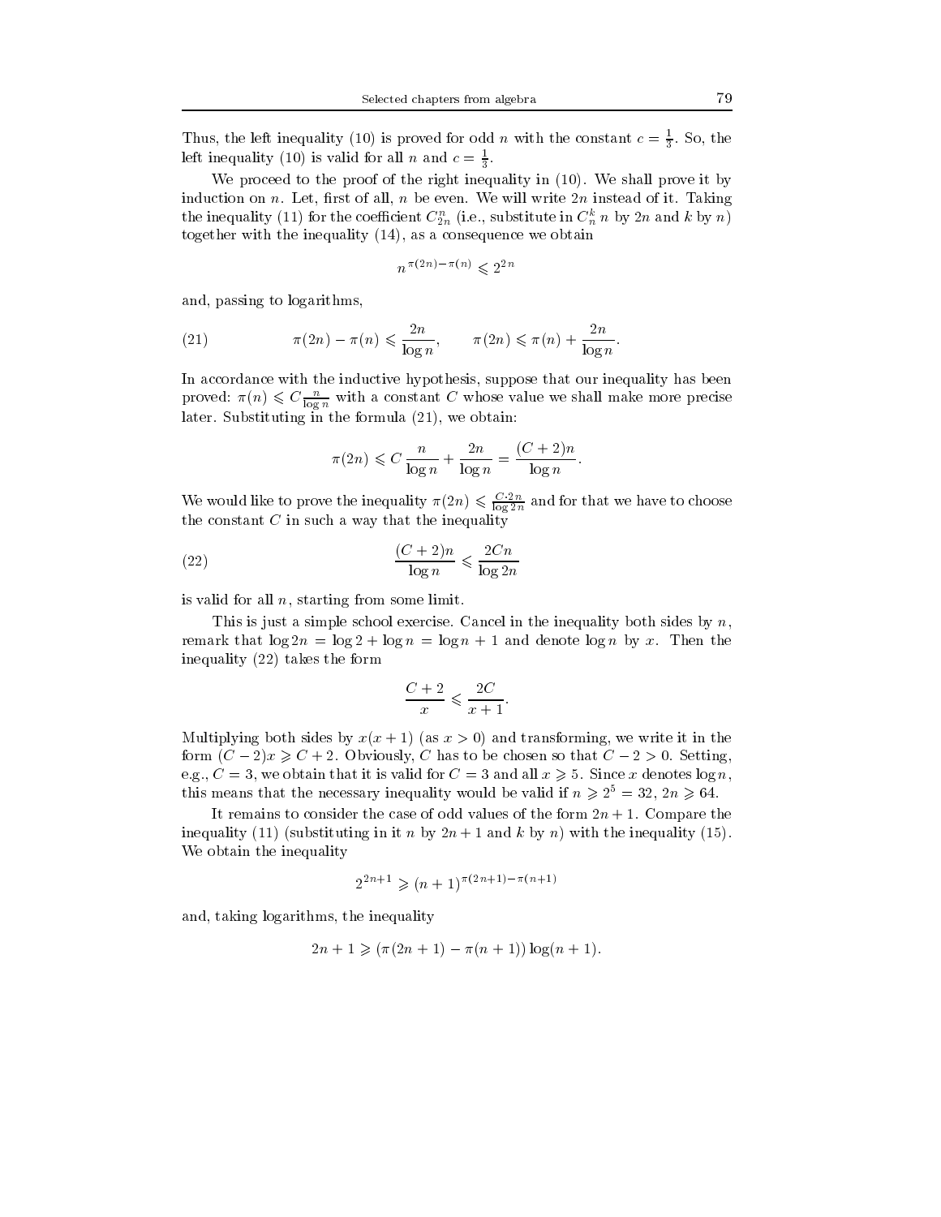Thus, the left inequality (10) is proved for odd $n$ with the constant $c = \frac{1}{3}$. So, the left inequality (10) is valid for all $n$ and $c = \frac{1}{3}$.

We proceed to the proof of the right inequality in (10). We shall prove it by induction on $n$. Let, first of all, $n$ be even. We will write $2n$ instead of it. Taking the inequality (11) for the coefficient $C_{2n}^n$ (i.e., substitute in $C_n^k$ $n$ by $2n$ and $k$ by $n$) together with the inequality (14), as a consequence we obtain

$$n^{\pi(2n)-\pi(n)} \leqslant 2^{2n}$$

and, passing to logarithms,

$$\pi(2n) - \pi(n) \leqslant \frac{2n}{\log n}, \qquad \pi(2n) \leqslant \pi(n) + \frac{2n}{\log n}. \tag{21}$$

In accordance with the inductive hypothesis, suppose that our inequality has been proved: $\pi(n) \leqslant C\frac{n}{\log n}$ with a constant $C$ whose value we shall make more precise later. Substituting in the formula (21), we obtain:

$$\pi(2n) \leqslant C\,\frac{n}{\log n} + \frac{2n}{\log n} = \frac{(C+2)n}{\log n}.$$

We would like to prove the inequality $\pi(2n) \leqslant \frac{C\cdot 2n}{\log 2n}$ and for that we have to choose the constant $C$ in such a way that the inequality

$$\frac{(C+2)n}{\log n} \leqslant \frac{2Cn}{\log 2n} \tag{22}$$

is valid for all $n$, starting from some limit.

This is just a simple school exercise. Cancel in the inequality both sides by $n$, remark that $\log 2n = \log 2 + \log n = \log n + 1$ and denote $\log n$ by $x$. Then the inequality (22) takes the form

$$\frac{C+2}{x} \leqslant \frac{2C}{x+1}.$$

Multiplying both sides by $x(x+1)$ (as $x > 0$) and transforming, we write it in the form $(C-2)x \geqslant C+2$. Obviously, $C$ has to be chosen so that $C - 2 > 0$. Setting, e.g., $C = 3$, we obtain that it is valid for $C = 3$ and all $x \geqslant 5$. Since $x$ denotes $\log n$, this means that the necessary inequality would be valid if $n \geqslant 2^5 = 32$, $2n \geqslant 64$.

It remains to consider the case of odd values of the form $2n+1$. Compare the inequality (11) (substituting in it $n$ by $2n+1$ and $k$ by $n$) with the inequality (15). We obtain the inequality

$$2^{2n+1} \geqslant (n+1)^{\pi(2n+1)-\pi(n+1)}$$

and, taking logarithms, the inequality

$$2n+1 \geqslant (\pi(2n+1) - \pi(n+1))\log(n+1).$$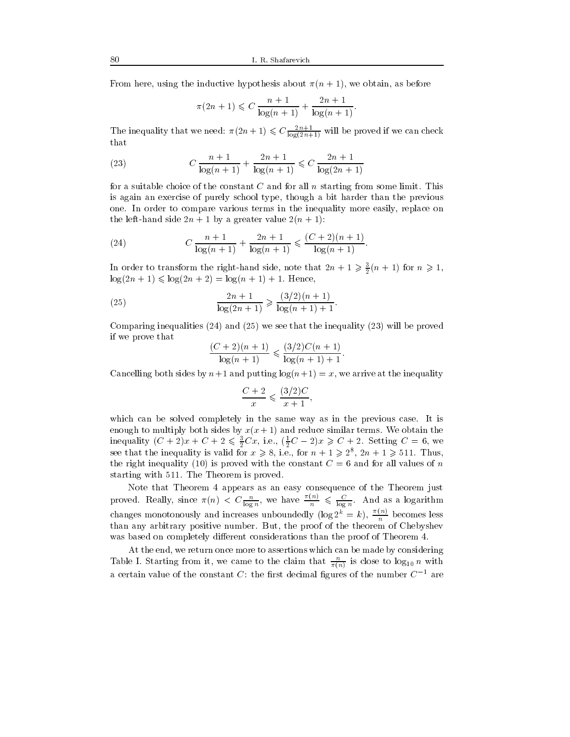From here, using the inductive hypothesis about $\pi(n+1)$, we obtain, as before

$$\pi(2n+1) \leqslant C\,\frac{n+1}{\log(n+1)} + \frac{2n+1}{\log(n+1)}.$$

The inequality that we need: $\pi(2n+1) \leqslant C\frac{2n+1}{\log(2n+1)}$ will be proved if we can check that

$$C\,\frac{n+1}{\log(n+1)} + \frac{2n+1}{\log(n+1)} \leqslant C\,\frac{2n+1}{\log(2n+1)} \tag{23}$$

for a suitable choice of the constant $C$ and for all $n$ starting from some limit. This is again an exercise of purely school type, though a bit harder than the previous one. In order to compare various terms in the inequality more easily, replace on the left-hand side $2n+1$ by a greater value $2(n+1)$:

$$C\,\frac{n+1}{\log(n+1)} + \frac{2n+1}{\log(n+1)} \leqslant \frac{(C+2)(n+1)}{\log(n+1)}. \tag{24}$$

In order to transform the right-hand side, note that $2n+1 \geqslant \frac{3}{2}(n+1)$ for $n \geqslant 1$, $\log(2n+1) \leqslant \log(2n+2) = \log(n+1)+1$. Hence,

$$\frac{2n+1}{\log(2n+1)} \geqslant \frac{(3/2)(n+1)}{\log(n+1)+1}. \tag{25}$$

Comparing inequalities (24) and (25) we see that the inequality (23) will be proved if we prove that

$$\frac{(C+2)(n+1)}{\log(n+1)} \leqslant \frac{(3/2)C(n+1)}{\log(n+1)+1}.$$

Cancelling both sides by $n+1$ and putting $\log(n+1) = x$, we arrive at the inequality

$$\frac{C+2}{x} \leqslant \frac{(3/2)C}{x+1},$$

which can be solved completely in the same way as in the previous case. It is enough to multiply both sides by $x(x+1)$ and reduce similar terms. We obtain the inequality $(C+2)x + C + 2 \leqslant \frac{3}{2}Cx$, i.e., $(\frac{1}{2}C - 2)x \geqslant C+2$. Setting $C = 6$, we see that the inequality is valid for $x \geqslant 8$, i.e., for $n+1 \geqslant 2^8$, $2n+1 \geqslant 511$. Thus, the right inequality (10) is proved with the constant $C = 6$ and for all values of $n$ starting with 511. The Theorem is proved.

Note that Theorem 4 appears as an easy consequence of the Theorem just proved. Really, since $\pi(n) < C\frac{n}{\log n}$, we have $\frac{\pi(n)}{n} \leqslant \frac{C}{\log n}$. And as a logarithm changes monotonously and increases unboundedly ($\log 2^k = k$), $\frac{\pi(n)}{n}$ becomes less than any arbitrary positive number. But, the proof of the theorem of Chebyshev was based on completely different considerations than the proof of Theorem 4.

At the end, we return once more to assertions which can be made by considering Table I. Starting from it, we came to the claim that $\frac{n}{\pi(n)}$ is close to $\log_{10} n$ with a certain value of the constant $C$: the first decimal figures of the number $C^{-1}$ are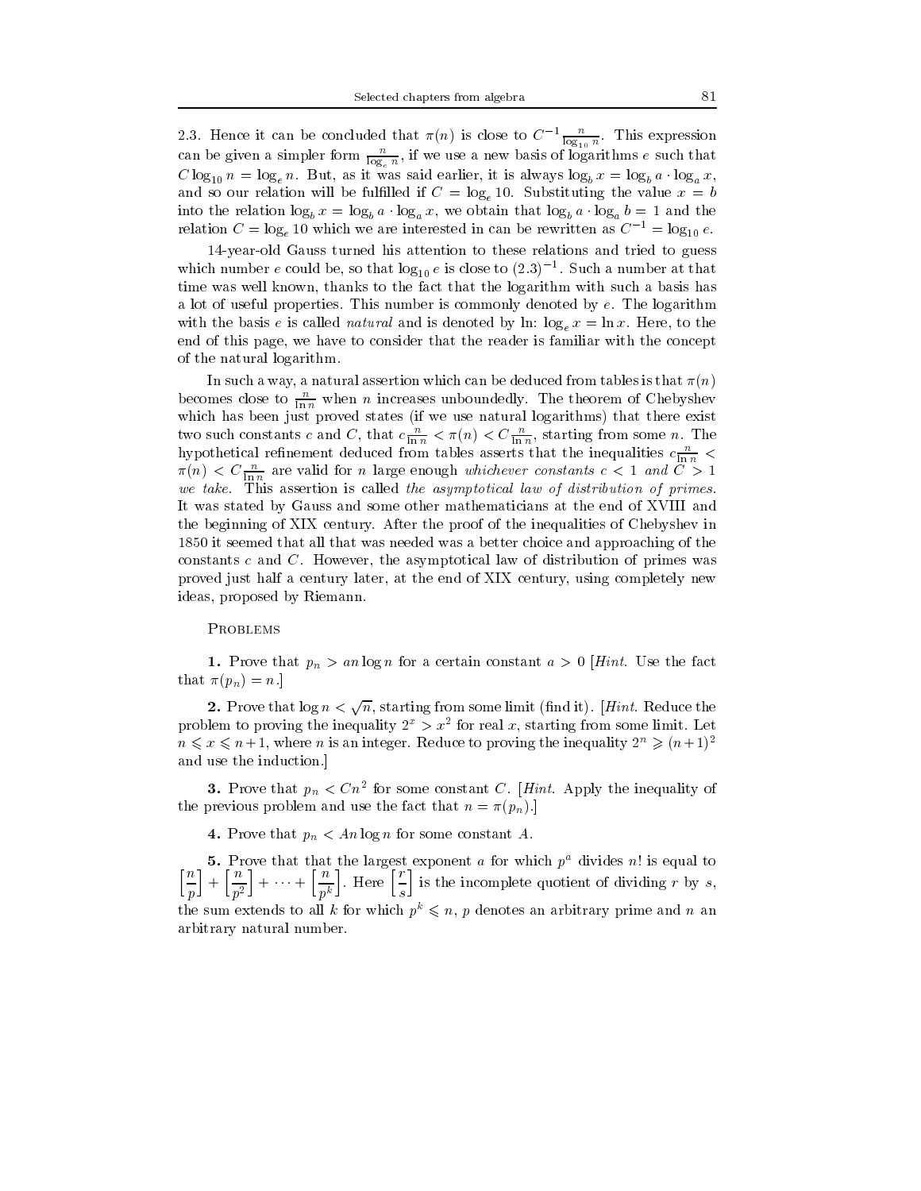2.3. Hence it can be concluded that $\pi(n)$ is close to $C^{-1}\frac{n}{\log_{10} n}$. This expression can be given a simpler form $\frac{n}{\log_e n}$, if we use a new basis of logarithms $e$ such that $C \log_{10} n = \log_e n$. But, as it was said earlier, it is always $\log_b x = \log_b a \cdot \log_a x$, and so our relation will be fulfilled if $C = \log_e 10$. Substituting the value $x = b$ into the relation $\log_b x = \log_b a \cdot \log_a x$, we obtain that $\log_b a \cdot \log_a b = 1$ and the relation $C = \log_e 10$ which we are interested in can be rewritten as $C^{-1} = \log_{10} e$.

14-year-old Gauss turned his attention to these relations and tried to guess which number $e$ could be, so that $\log_{10} e$ is close to $(2.3)^{-1}$. Such a number at that time was well known, thanks to the fact that the logarithm with such a basis has a lot of useful properties. This number is commonly denoted by $e$. The logarithm with the basis $e$ is called *natural* and is denoted by ln: $\log_e x = \ln x$. Here, to the end of this page, we have to consider that the reader is familiar with the concept of the natural logarithm.

In such a way, a natural assertion which can be deduced from tables is that $\pi(n)$ becomes close to $\frac{n}{\ln n}$ when $n$ increases unboundedly. The theorem of Chebyshev which has been just proved states (if we use natural logarithms) that there exist two such constants $c$ and $C$, that $c\frac{n}{\ln n} < \pi(n) < C\frac{n}{\ln n}$, starting from some $n$. The hypothetical refinement deduced from tables asserts that the inequalities $c\frac{n}{\ln n} < \pi(n) < C\frac{n}{\ln n}$ are valid for $n$ large enough *whichever constants $c < 1$ and $C > 1$ we take*. This assertion is called *the asymptotical law of distribution of primes*. It was stated by Gauss and some other mathematicians at the end of XVIII and the beginning of XIX century. After the proof of the inequalities of Chebyshev in 1850 it seemed that all that was needed was a better choice and approaching of the constants $c$ and $C$. However, the asymptotical law of distribution of primes was proved just half a century later, at the end of XIX century, using completely new ideas, proposed by Riemann.

## Problems

**1.** Prove that $p_n > an \log n$ for a certain constant $a > 0$ [*Hint.* Use the fact that $\pi(p_n) = n$.]

**2.** Prove that $\log n < \sqrt{n}$, starting from some limit (find it). [*Hint.* Reduce the problem to proving the inequality $2^x > x^2$ for real $x$, starting from some limit. Let $n \leqslant x \leqslant n+1$, where $n$ is an integer. Reduce to proving the inequality $2^n \geqslant (n+1)^2$ and use the induction.]

**3.** Prove that $p_n < Cn^2$ for some constant $C$. [*Hint.* Apply the inequality of the previous problem and use the fact that $n = \pi(p_n)$.]

**4.** Prove that $p_n < An \log n$ for some constant $A$.

**5.** Prove that that the largest exponent $a$ for which $p^a$ divides $n!$ is equal to $\left[\frac{n}{p}\right] + \left[\frac{n}{p^2}\right] + \cdots + \left[\frac{n}{p^k}\right]$. Here $\left[\frac{r}{s}\right]$ is the incomplete quotient of dividing $r$ by $s$, the sum extends to all $k$ for which $p^k \leqslant n$, $p$ denotes an arbitrary prime and $n$ an arbitrary natural number.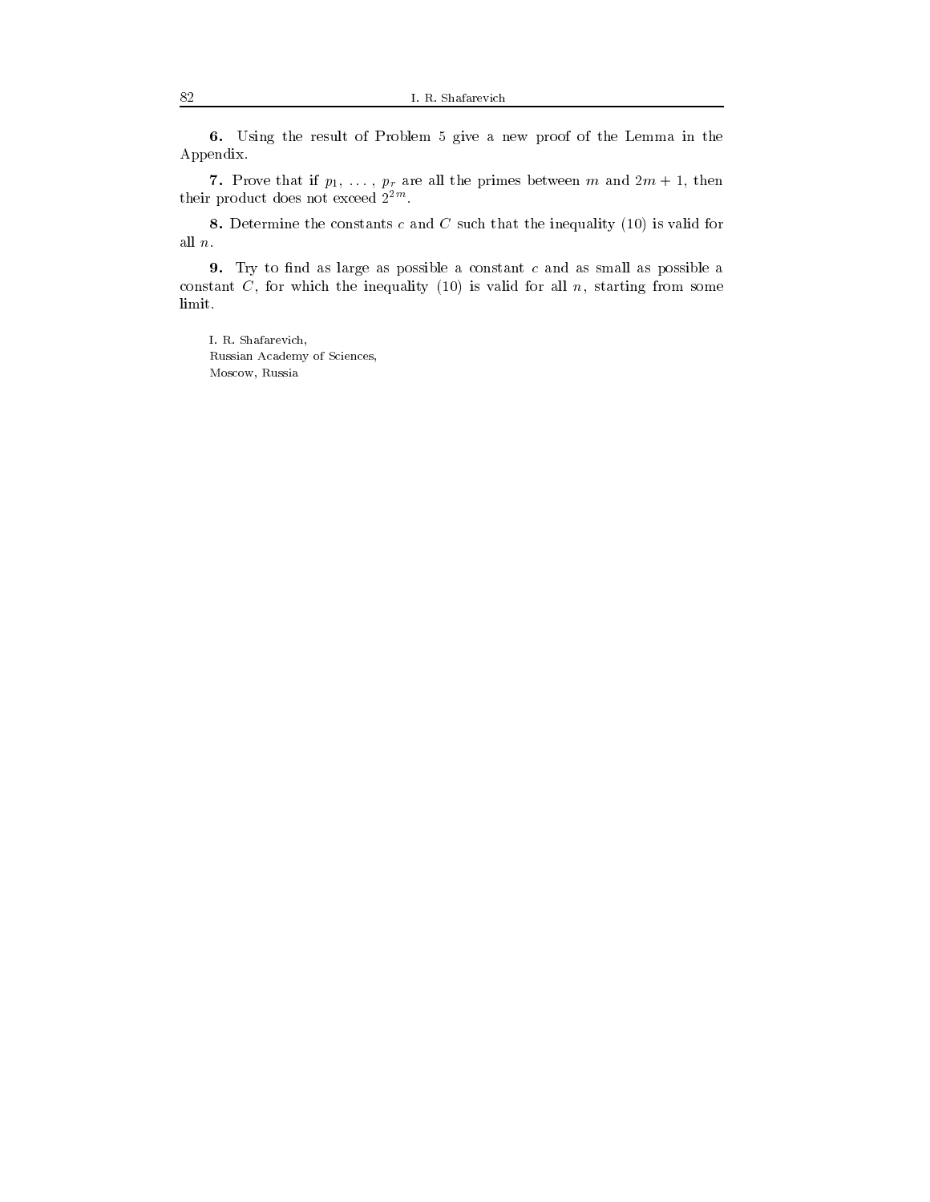**6.** Using the result of Problem 5 give a new proof of the Lemma in the Appendix.

**7.** Prove that if $p_1, \ldots, p_r$ are all the primes between $m$ and $2m+1$, then their product does not exceed $2^{2m}$.

**8.** Determine the constants $c$ and $C$ such that the inequality (10) is valid for all $n$.

**9.** Try to find as large as possible a constant $c$ and as small as possible a constant $C$, for which the inequality (10) is valid for all $n$, starting from some limit.

I. R. Shafarevich,
Russian Academy of Sciences,
Moscow, Russia